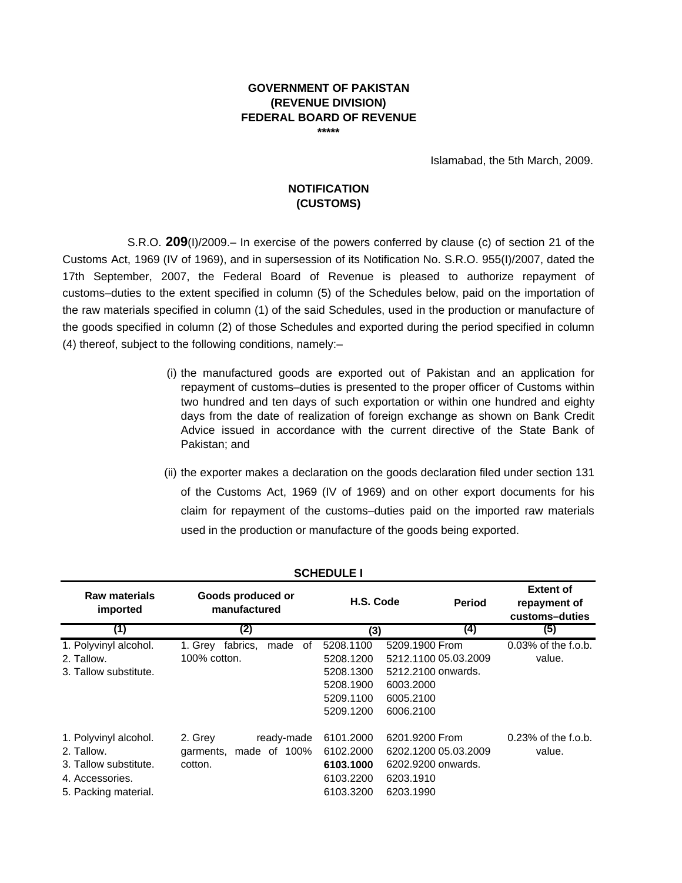**GOVERNMENT OF PAKISTAN**
**(REVENUE DIVISION)**
**FEDERAL BOARD OF REVENUE**
**\*\*\*\*\***

Islamabad, the 5th March, 2009.

**NOTIFICATION**
**(CUSTOMS)**

S.R.O. **209**(I)/2009.– In exercise of the powers conferred by clause (c) of section 21 of the Customs Act, 1969 (IV of 1969), and in supersession of its Notification No. S.R.O. 955(I)/2007, dated the 17th September, 2007, the Federal Board of Revenue is pleased to authorize repayment of customs–duties to the extent specified in column (5) of the Schedules below, paid on the importation of the raw materials specified in column (1) of the said Schedules, used in the production or manufacture of the goods specified in column (2) of those Schedules and exported during the period specified in column (4) thereof, subject to the following conditions, namely:–

(i) the manufactured goods are exported out of Pakistan and an application for repayment of customs–duties is presented to the proper officer of Customs within two hundred and ten days of such exportation or within one hundred and eighty days from the date of realization of foreign exchange as shown on Bank Credit Advice issued in accordance with the current directive of the State Bank of Pakistan; and

(ii) the exporter makes a declaration on the goods declaration filed under section 131 of the Customs Act, 1969 (IV of 1969) and on other export documents for his claim for repayment of the customs–duties paid on the imported raw materials used in the production or manufacture of the goods being exported.

**SCHEDULE I**

| Raw materials imported | Goods produced or manufactured | H.S. Code | | Period | Extent of repayment of customs–duties |
|---|---|---|---|---|---|
| (1) | (2) | (3) | | (4) | (5) |
| 1. Polyvinyl alcohol.<br>2. Tallow.<br>3. Tallow substitute. | 1. Grey fabrics, made of 100% cotton. | 5208.1100<br>5208.1200<br>5208.1300<br>5208.1900<br>5209.1100<br>5209.1200 | 5209.1900<br>5212.1100<br>5212.2100<br>6003.2000<br>6005.2100<br>6006.2100 | From 05.03.2009 onwards. | 0.03% of the f.o.b. value. |
| 1. Polyvinyl alcohol.<br>2. Tallow.<br>3. Tallow substitute.<br>4. Accessories.<br>5. Packing material. | 2. Grey ready-made garments, made of 100% cotton. | 6101.2000<br>6102.2000<br>**6103.1000**<br>6103.2200<br>6103.3200 | 6201.9200<br>6202.1200<br>6202.9200<br>6203.1910<br>6203.1990 | From 05.03.2009 onwards. | 0.23% of the f.o.b. value. |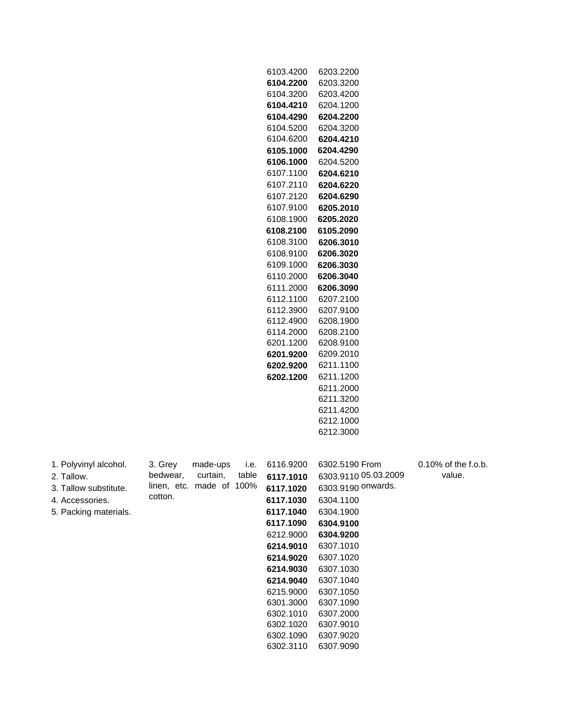| | | | | | |
|---|---|---|---|---|---|
| | | 6103.4200<br>**6104.2200**<br>6104.3200<br>**6104.4210**<br>**6104.4290**<br>6104.5200<br>6104.6200<br>**6105.1000**<br>**6106.1000**<br>6107.1100<br>6107.2110<br>6107.2120<br>6107.9100<br>6108.1900<br>**6108.2100**<br>6108.3100<br>6108.9100<br>6109.1000<br>6110.2000<br>6111.2000<br>6112.1100<br>6112.3900<br>6112.4900<br>6114.2000<br>6201.1200<br>**6201.9200**<br>**6202.9200**<br>**6202.1200** | 6203.2200<br>6203.3200<br>6203.4200<br>6204.1200<br>**6204.2200**<br>6204.3200<br>**6204.4210**<br>**6204.4290**<br>6204.5200<br>**6204.6210**<br>**6204.6220**<br>**6204.6290**<br>**6205.2010**<br>**6205.2020**<br>**6105.2090**<br>**6206.3010**<br>**6206.3020**<br>**6206.3030**<br>**6206.3040**<br>**6206.3090**<br>6207.2100<br>6207.9100<br>6208.1900<br>6208.2100<br>6208.9100<br>6209.2010<br>6211.1100<br>6211.1200<br>6211.2000<br>6211.3200<br>6211.4200<br>6212.1000<br>6212.3000 | | |
| 1. Polyvinyl alcohol.<br>2. Tallow.<br>3. Tallow substitute.<br>4. Accessories.<br>5. Packing materials. | 3. Grey made-ups i.e. bedwear, curtain, table linen, etc. made of 100% cotton. | 6116.9200<br>**6117.1010**<br>**6117.1020**<br>**6117.1030**<br>**6117.1040**<br>**6117.1090**<br>6212.9000<br>**6214.9010**<br>**6214.9020**<br>**6214.9030**<br>**6214.9040**<br>6215.9000<br>6301.3000<br>6302.1010<br>6302.1020<br>6302.1090<br>6302.3110 | 6302.5190<br>6303.9110<br>6303.9190<br>6304.1100<br>6304.1900<br>**6304.9100**<br>**6304.9200**<br>6307.1010<br>6307.1020<br>6307.1030<br>6307.1040<br>6307.1050<br>6307.1090<br>6307.2000<br>6307.9010<br>6307.9020<br>6307.9090 | From 05.03.2009 onwards. | 0.10% of the f.o.b. value. |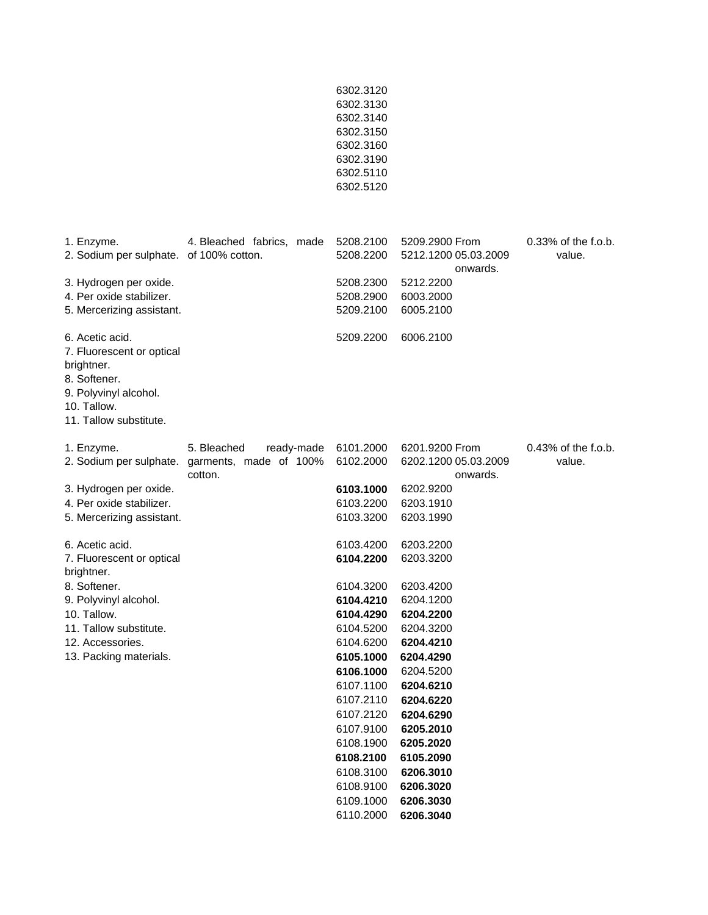| | | | | | |
|---|---|---|---|---|---|
| | | 6302.3120<br>6302.3130<br>6302.3140<br>6302.3150<br>6302.3160<br>6302.3190<br>6302.5110<br>6302.5120 | | | |
| 1. Enzyme.<br>2. Sodium per sulphate.<br>3. Hydrogen per oxide.<br>4. Per oxide stabilizer.<br>5. Mercerizing assistant.<br>6. Acetic acid.<br>7. Fluorescent or optical brightner.<br>8. Softener.<br>9. Polyvinyl alcohol.<br>10. Tallow.<br>11. Tallow substitute. | 4. Bleached fabrics, made of 100% cotton. | 5208.2100<br>5208.2200<br>5208.2300<br>5208.2900<br>5209.2100<br>5209.2200 | 5209.2900<br>5212.1200<br>5212.2200<br>6003.2000<br>6005.2100<br>6006.2100 | From 05.03.2009 onwards. | 0.33% of the f.o.b. value. |
| 1. Enzyme.<br>2. Sodium per sulphate.<br>3. Hydrogen per oxide.<br>4. Per oxide stabilizer.<br>5. Mercerizing assistant.<br>6. Acetic acid.<br>7. Fluorescent or optical brightner.<br>8. Softener.<br>9. Polyvinyl alcohol.<br>10. Tallow.<br>11. Tallow substitute.<br>12. Accessories.<br>13. Packing materials. | 5. Bleached ready-made garments, made of 100% cotton. | 6101.2000<br>6102.2000<br>**6103.1000**<br>6103.2200<br>6103.3200<br>6103.4200<br>**6104.2200**<br>6104.3200<br>**6104.4210**<br>**6104.4290**<br>6104.5200<br>6104.6200<br>**6105.1000**<br>**6106.1000**<br>6107.1100<br>6107.2110<br>6107.2120<br>6107.9100<br>6108.1900<br>**6108.2100**<br>6108.3100<br>6108.9100<br>6109.1000<br>6110.2000 | 6201.9200<br>6202.1200<br>6202.9200<br>6203.1910<br>6203.1990<br>6203.2200<br>6203.3200<br>6203.4200<br>6204.1200<br>**6204.2200**<br>6204.3200<br>**6204.4210**<br>**6204.4290**<br>6204.5200<br>**6204.6210**<br>**6204.6220**<br>**6204.6290**<br>**6205.2010**<br>**6205.2020**<br>**6105.2090**<br>**6206.3010**<br>**6206.3020**<br>**6206.3030**<br>**6206.3040** | From 05.03.2009 onwards. | 0.43% of the f.o.b. value. |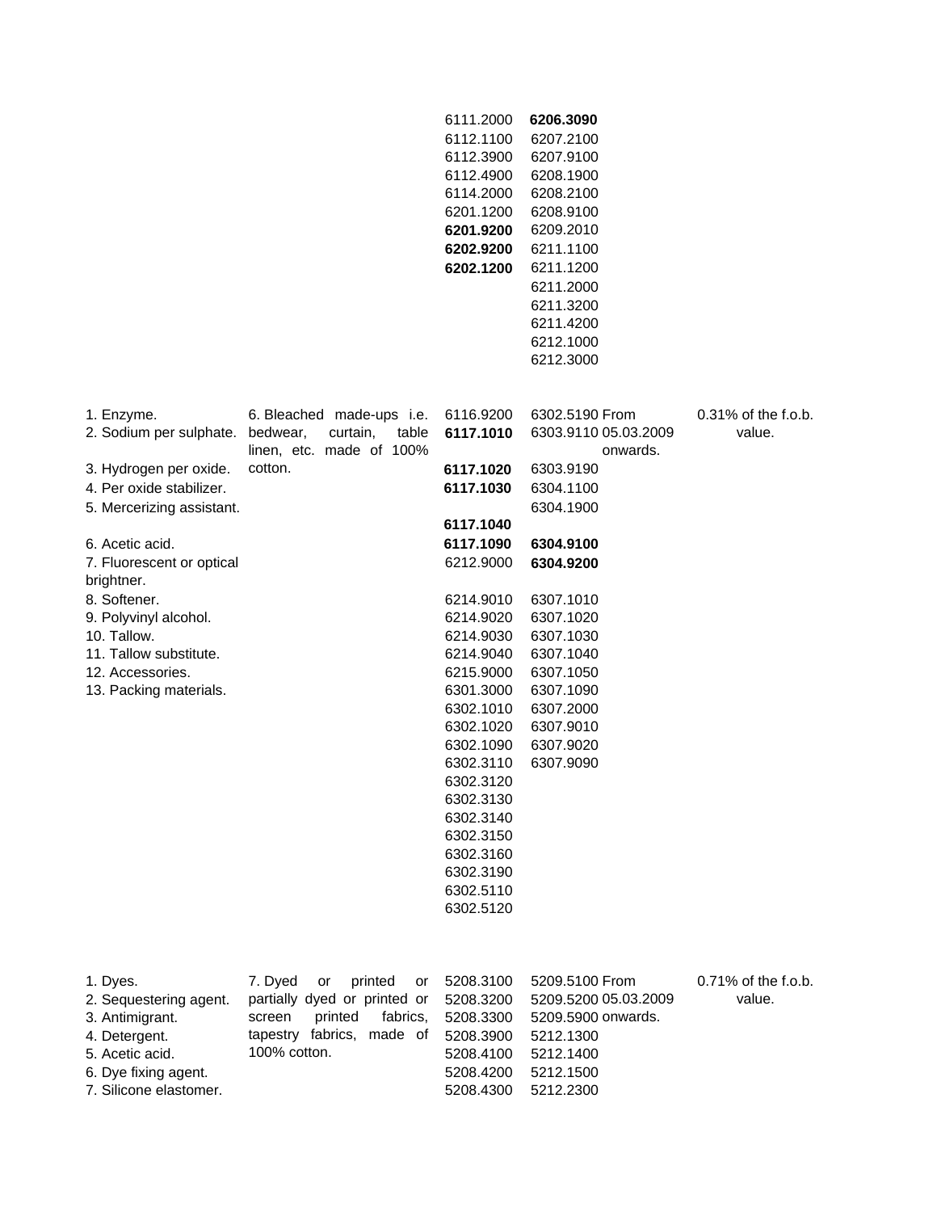| | | | | | |
|---|---|---|---|---|---|
| | | 6111.2000<br>6112.1100<br>6112.3900<br>6112.4900<br>6114.2000<br>6201.1200<br>**6201.9200**<br>**6202.9200**<br>**6202.1200** | **6206.3090**<br>6207.2100<br>6207.9100<br>6208.1900<br>6208.2100<br>6208.9100<br>6209.2010<br>6211.1100<br>6211.1200<br>6211.2000<br>6211.3200<br>6211.4200<br>6212.1000<br>6212.3000 | | |
| 1. Enzyme.<br>2. Sodium per sulphate.<br>3. Hydrogen per oxide.<br>4. Per oxide stabilizer.<br>5. Mercerizing assistant.<br>6. Acetic acid.<br>7. Fluorescent or optical brightner.<br>8. Softener.<br>9. Polyvinyl alcohol.<br>10. Tallow.<br>11. Tallow substitute.<br>12. Accessories.<br>13. Packing materials. | 6. Bleached made-ups i.e. bedwear, curtain, table linen, etc. made of 100% cotton. | 6116.9200<br>**6117.1010**<br>**6117.1020**<br>**6117.1030**<br>**6117.1040**<br>**6117.1090**<br>6212.9000<br>6214.9010<br>6214.9020<br>6214.9030<br>6214.9040<br>6215.9000<br>6301.3000<br>6302.1010<br>6302.1020<br>6302.1090<br>6302.3110<br>6302.3120<br>6302.3130<br>6302.3140<br>6302.3150<br>6302.3160<br>6302.3190<br>6302.5110<br>6302.5120 | 6302.5190<br>6303.9110<br>6303.9190<br>6304.1100<br>6304.1900<br>**6304.9100**<br>**6304.9200**<br>6307.1010<br>6307.1020<br>6307.1030<br>6307.1040<br>6307.1050<br>6307.1090<br>6307.2000<br>6307.9010<br>6307.9020<br>6307.9090 | From 05.03.2009 onwards. | 0.31% of the f.o.b. value. |
| 1. Dyes.<br>2. Sequestering agent.<br>3. Antimigrant.<br>4. Detergent.<br>5. Acetic acid.<br>6. Dye fixing agent.<br>7. Silicone elastomer. | 7. Dyed or printed or partially dyed or printed or screen printed fabrics, tapestry fabrics, made of 100% cotton. | 5208.3100<br>5208.3200<br>5208.3300<br>5208.3900<br>5208.4100<br>5208.4200<br>5208.4300 | 5209.5100<br>5209.5200<br>5209.5900<br>5212.1300<br>5212.1400<br>5212.1500<br>5212.2300 | From 05.03.2009 onwards. | 0.71% of the f.o.b. value. |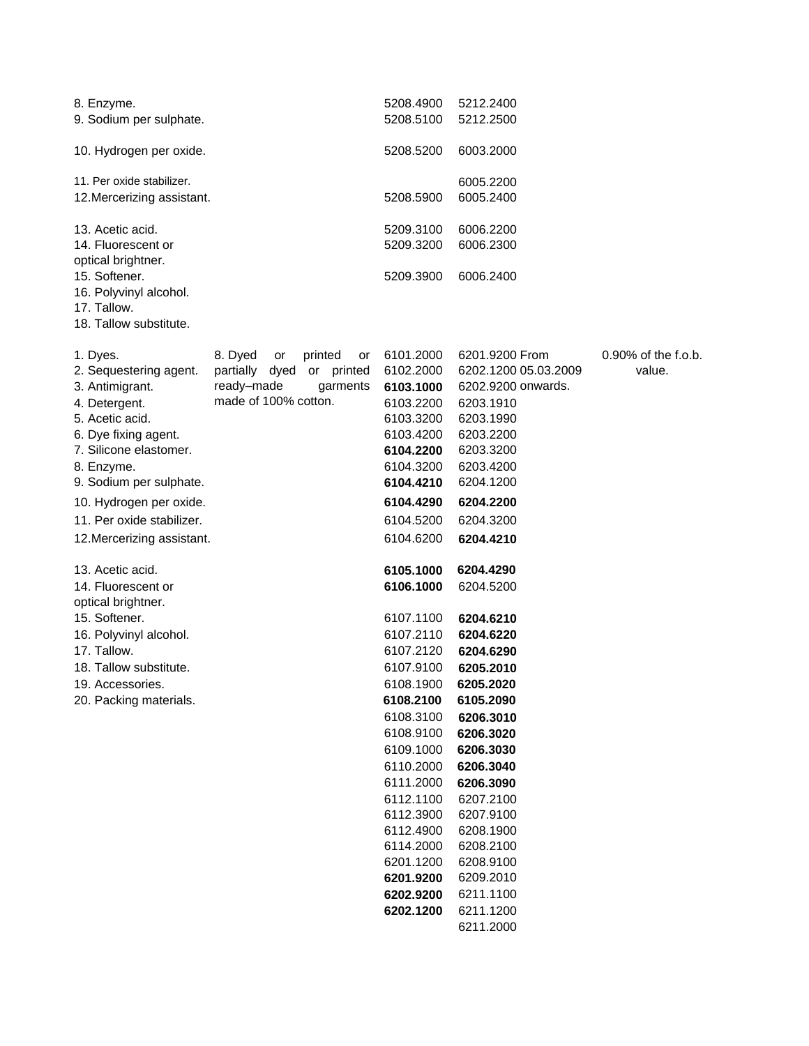| | | | | |
|---|---|---|---|---|
| 8. Enzyme.<br>9. Sodium per sulphate.<br>10. Hydrogen per oxide.<br>11. Per oxide stabilizer.<br>12.Mercerizing assistant.<br>13. Acetic acid.<br>14. Fluorescent or optical brightner.<br>15. Softener.<br>16. Polyvinyl alcohol.<br>17. Tallow.<br>18. Tallow substitute. | | 5208.4900<br>5208.5100<br>5208.5200<br>5208.5900<br>5209.3100<br>5209.3200<br>5209.3900 | 5212.2400<br>5212.2500<br>6003.2000<br>6005.2200<br>6005.2400<br>6006.2200<br>6006.2300<br>6006.2400 | |
| 1. Dyes.<br>2. Sequestering agent.<br>3. Antimigrant.<br>4. Detergent.<br>5. Acetic acid.<br>6. Dye fixing agent.<br>7. Silicone elastomer.<br>8. Enzyme.<br>9. Sodium per sulphate.<br>10. Hydrogen per oxide.<br>11. Per oxide stabilizer.<br>12.Mercerizing assistant.<br>13. Acetic acid.<br>14. Fluorescent or optical brightner.<br>15. Softener.<br>16. Polyvinyl alcohol.<br>17. Tallow.<br>18. Tallow substitute.<br>19. Accessories.<br>20. Packing materials. | 8. Dyed or printed or partially dyed or printed ready–made garments made of 100% cotton. | 6101.2000<br>6102.2000<br>**6103.1000**<br>6103.2200<br>6103.3200<br>6103.4200<br>**6104.2200**<br>6104.3200<br>**6104.4210**<br>**6104.4290**<br>6104.5200<br>6104.6200<br>**6105.1000**<br>**6106.1000**<br>6107.1100<br>6107.2110<br>6107.2120<br>6107.9100<br>6108.1900<br>**6108.2100**<br>6108.3100<br>6108.9100<br>6109.1000<br>6110.2000<br>6111.2000<br>6112.1100<br>6112.3900<br>6112.4900<br>6114.2000<br>6201.1200<br>**6201.9200**<br>**6202.9200**<br>**6202.1200** | 6201.9200 From 6202.1200 05.03.2009 6202.9200 onwards.<br>6203.1910<br>6203.1990<br>6203.2200<br>6203.3200<br>6203.4200<br>6204.1200<br>**6204.2200**<br>6204.3200<br>**6204.4210**<br>**6204.4290**<br>6204.5200<br>**6204.6210**<br>**6204.6220**<br>**6204.6290**<br>**6205.2010**<br>**6205.2020**<br>**6105.2090**<br>**6206.3010**<br>**6206.3020**<br>**6206.3030**<br>**6206.3040**<br>**6206.3090**<br>6207.2100<br>6207.9100<br>6208.1900<br>6208.2100<br>6208.9100<br>6209.2010<br>6211.1100<br>6211.1200<br>6211.2000 | 0.90% of the f.o.b. value. |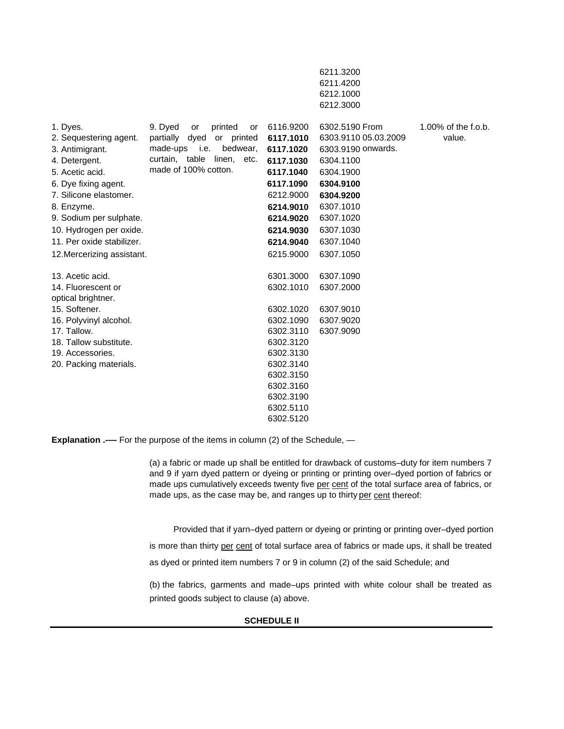| | | | | |
|---|---|---|---|---|
| | | | 6211.3200<br>6211.4200<br>6212.1000<br>6212.3000 | |
| 1. Dyes.<br>2. Sequestering agent.<br>3. Antimigrant.<br>4. Detergent.<br>5. Acetic acid.<br>6. Dye fixing agent.<br>7. Silicone elastomer.<br>8. Enzyme.<br>9. Sodium per sulphate.<br>10. Hydrogen per oxide.<br>11. Per oxide stabilizer.<br>12.Mercerizing assistant.<br>13. Acetic acid.<br>14. Fluorescent or optical brightner.<br>15. Softener.<br>16. Polyvinyl alcohol.<br>17. Tallow.<br>18. Tallow substitute.<br>19. Accessories.<br>20. Packing materials. | 9. Dyed or printed or partially dyed or printed made-ups i.e. bedwear, curtain, table linen, etc. made of 100% cotton. | 6116.9200<br>**6117.1010**<br>**6117.1020**<br>**6117.1030**<br>**6117.1040**<br>**6117.1090**<br>6212.9000<br>**6214.9010**<br>**6214.9020**<br>**6214.9030**<br>**6214.9040**<br>6215.9000<br>6301.3000<br>6302.1010<br>6302.1020<br>6302.1090<br>6302.3110<br>6302.3120<br>6302.3130<br>6302.3140<br>6302.3150<br>6302.3160<br>6302.3190<br>6302.5110<br>6302.5120 | 6302.5190 From<br>6303.9110 05.03.2009<br>6303.9190 onwards.<br>6304.1100<br>6304.1900<br>**6304.9100**<br>**6304.9200**<br>6307.1010<br>6307.1020<br>6307.1030<br>6307.1040<br>6307.1050<br>6307.1090<br>6307.2000<br>6307.9010<br>6307.9020<br>6307.9090 | 1.00% of the f.o.b. value. |

**Explanation .-—** For the purpose of the items in column (2) of the Schedule, —

(a) a fabric or made up shall be entitled for drawback of customs–duty for item numbers 7 and 9 if yarn dyed pattern or dyeing or printing or printing over–dyed portion of fabrics or made ups cumulatively exceeds twenty five per cent of the total surface area of fabrics, or made ups, as the case may be, and ranges up to thirty per cent thereof:

Provided that if yarn–dyed pattern or dyeing or printing or printing over–dyed portion is more than thirty per cent of total surface area of fabrics or made ups, it shall be treated as dyed or printed item numbers 7 or 9 in column (2) of the said Schedule; and

(b) the fabrics, garments and made–ups printed with white colour shall be treated as printed goods subject to clause (a) above.

**SCHEDULE II**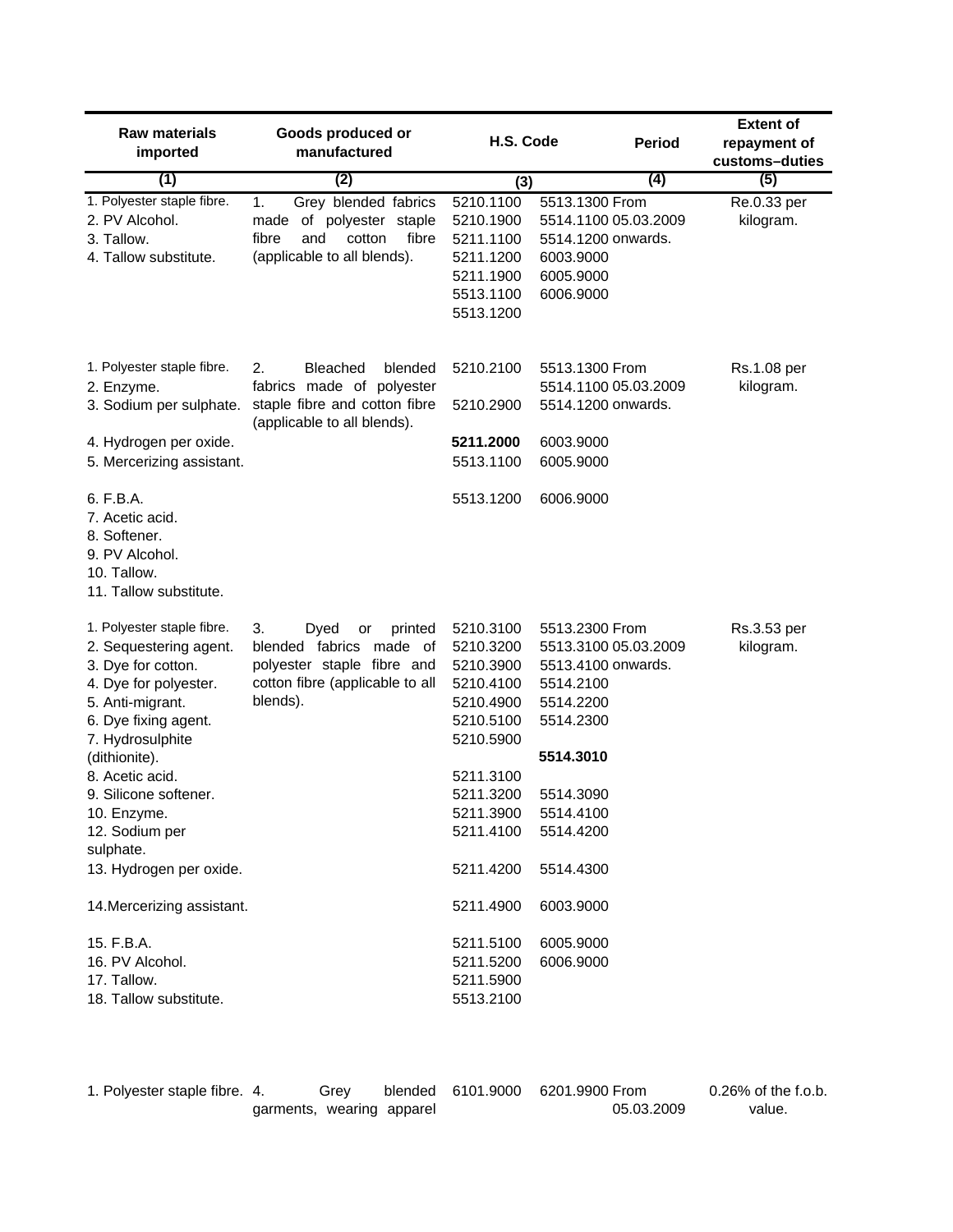| Raw materials imported | Goods produced or manufactured | H.S. Code | Period | Extent of repayment of customs–duties |
|---|---|---|---|---|
| (1) | (2) | (3) | (4) | (5) |
| 1. Polyester staple fibre.<br>2. PV Alcohol.<br>3. Tallow.<br>4. Tallow substitute. | 1. Grey blended fabrics made of polyester staple fibre and cotton fibre (applicable to all blends). | 5210.1100<br>5210.1900<br>5211.1100<br>5211.1200<br>5211.1900<br>5513.1100<br>5513.1200<br>5513.1300<br>5514.1100<br>5514.1200<br>6003.9000<br>6005.9000<br>6006.9000 | From 05.03.2009 onwards. | Re.0.33 per kilogram. |
| 1. Polyester staple fibre.<br>2. Enzyme.<br>3. Sodium per sulphate.<br>4. Hydrogen per oxide.<br>5. Mercerizing assistant.<br>6. F.B.A.<br>7. Acetic acid.<br>8. Softener.<br>9. PV Alcohol.<br>10. Tallow.<br>11. Tallow substitute. | 2. Bleached blended fabrics made of polyester staple fibre and cotton fibre (applicable to all blends). | 5210.2100<br>5210.2900<br>**5211.2000**<br>5513.1100<br>5513.1200<br>5513.1300<br>5514.1100<br>5514.1200<br>6003.9000<br>6005.9000<br>6006.9000 | From 05.03.2009 onwards. | Rs.1.08 per kilogram. |
| 1. Polyester staple fibre.<br>2. Sequestering agent.<br>3. Dye for cotton.<br>4. Dye for polyester.<br>5. Anti-migrant.<br>6. Dye fixing agent.<br>7. Hydrosulphite (dithionite).<br>8. Acetic acid.<br>9. Silicone softener.<br>10. Enzyme.<br>12. Sodium per sulphate.<br>13. Hydrogen per oxide.<br>14.Mercerizing assistant.<br>15. F.B.A.<br>16. PV Alcohol.<br>17. Tallow.<br>18. Tallow substitute. | 3. Dyed or printed blended fabrics made of polyester staple fibre and cotton fibre (applicable to all blends). | 5210.3100<br>5210.3200<br>5210.3900<br>5210.4100<br>5210.4900<br>5210.5100<br>5210.5900<br>5211.3100<br>5211.3200<br>5211.3900<br>5211.4100<br>5211.4200<br>5211.4900<br>5211.5100<br>5211.5200<br>5211.5900<br>5513.2100<br>5513.2300<br>5513.3100<br>5513.4100<br>5514.2100<br>5514.2200<br>5514.2300<br>**5514.3010**<br>5514.3090<br>5514.4100<br>5514.4200<br>5514.4300<br>6003.9000<br>6005.9000<br>6006.9000 | From 05.03.2009 onwards. | Rs.3.53 per kilogram. |
| 1. Polyester staple fibre. | 4. Grey blended garments, wearing apparel | 6101.9000<br>6201.9900 | From 05.03.2009 | 0.26% of the f.o.b. value. |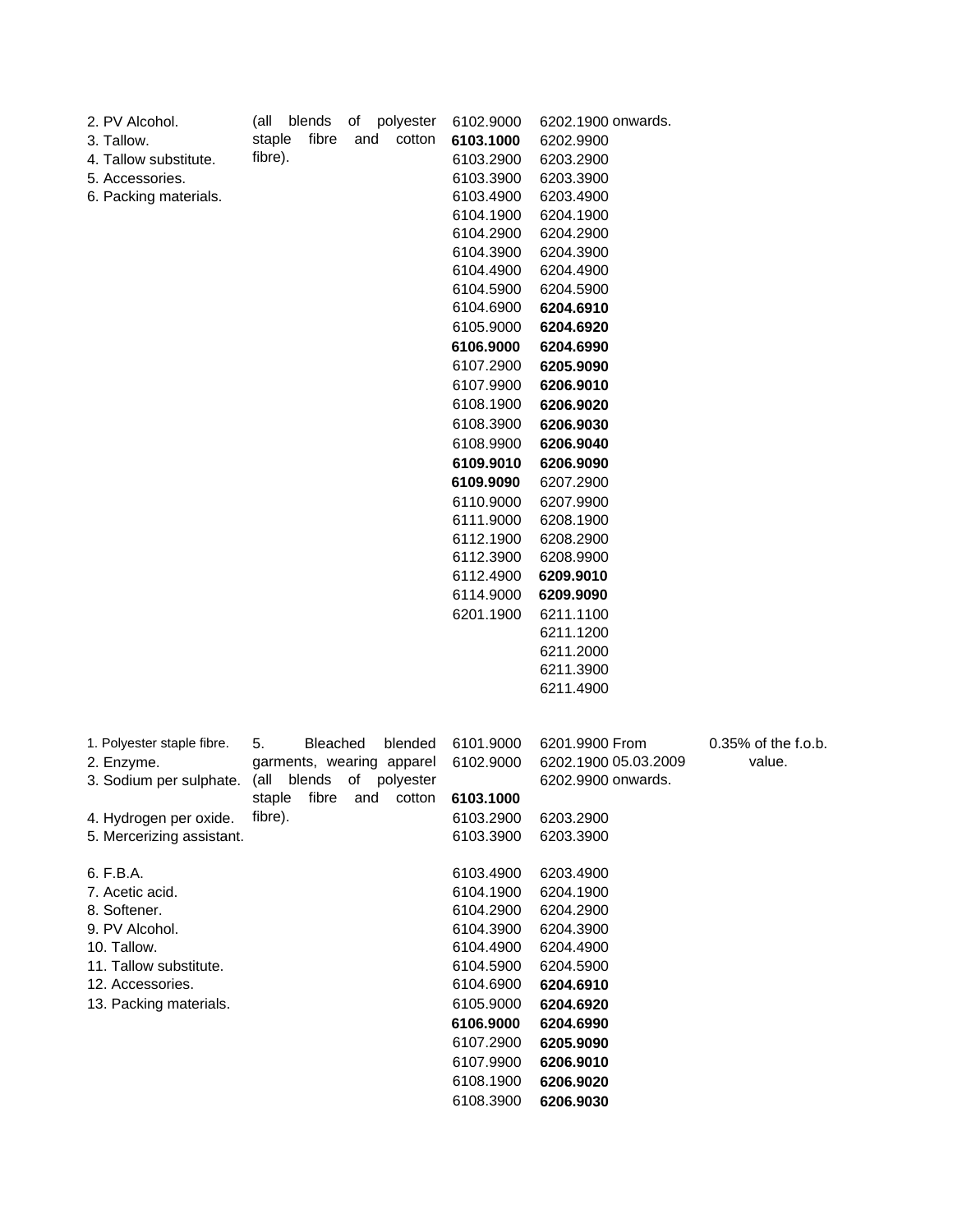| | | | | |
|---|---|---|---|---|
| 2. PV Alcohol.<br>3. Tallow.<br>4. Tallow substitute.<br>5. Accessories.<br>6. Packing materials. | (all blends of polyester staple fibre and cotton fibre). | 6102.9000<br>**6103.1000**<br>6103.2900<br>6103.3900<br>6103.4900<br>6104.1900<br>6104.2900<br>6104.3900<br>6104.4900<br>6104.5900<br>6104.6900<br>6105.9000<br>**6106.9000**<br>6107.2900<br>6107.9900<br>6108.1900<br>6108.3900<br>6108.9900<br>**6109.9010**<br>**6109.9090**<br>6110.9000<br>6111.9000<br>6112.1900<br>6112.3900<br>6112.4900<br>6114.9000<br>6201.1900 | 6202.1900 onwards.<br>6202.9900<br>6203.2900<br>6203.3900<br>6203.4900<br>6204.1900<br>6204.2900<br>6204.3900<br>6204.4900<br>6204.5900<br>**6204.6910**<br>**6204.6920**<br>**6204.6990**<br>**6205.9090**<br>**6206.9010**<br>**6206.9020**<br>**6206.9030**<br>**6206.9040**<br>**6206.9090**<br>6207.2900<br>6207.9900<br>6208.1900<br>6208.2900<br>6208.9900<br>**6209.9010**<br>**6209.9090**<br>6211.1100<br>6211.1200<br>6211.2000<br>6211.3900<br>6211.4900 | |
| 1. Polyester staple fibre.<br>2. Enzyme.<br>3. Sodium per sulphate.<br>4. Hydrogen per oxide.<br>5. Mercerizing assistant.<br>6. F.B.A.<br>7. Acetic acid.<br>8. Softener.<br>9. PV Alcohol.<br>10. Tallow.<br>11. Tallow substitute.<br>12. Accessories.<br>13. Packing materials. | 5. Bleached blended garments, wearing apparel (all blends of polyester staple fibre and cotton fibre). | 6101.9000<br>6102.9000<br>**6103.1000**<br>6103.2900<br>6103.3900<br>6103.4900<br>6104.1900<br>6104.2900<br>6104.3900<br>6104.4900<br>6104.5900<br>6104.6900<br>6105.9000<br>**6106.9000**<br>6107.2900<br>6107.9900<br>6108.1900<br>6108.3900 | 6201.9900 From<br>6202.1900 05.03.2009<br>6202.9900 onwards.<br>6203.2900<br>6203.3900<br>6203.4900<br>6204.1900<br>6204.2900<br>6204.3900<br>6204.4900<br>6204.5900<br>**6204.6910**<br>**6204.6920**<br>**6204.6990**<br>**6205.9090**<br>**6206.9010**<br>**6206.9020**<br>**6206.9030** | 0.35% of the f.o.b. value. |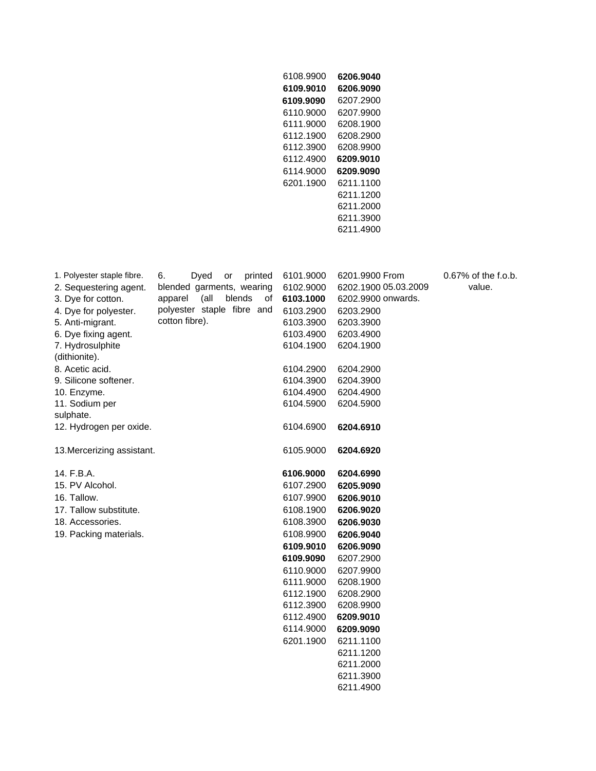| | | | | | |
|---|---|---|---|---|---|
| | | 6108.9900 | **6206.9040** | | |
| | | **6109.9010** | **6206.9090** | | |
| | | **6109.9090** | 6207.2900 | | |
| | | 6110.9000 | 6207.9900 | | |
| | | 6111.9000 | 6208.1900 | | |
| | | 6112.1900 | 6208.2900 | | |
| | | 6112.3900 | 6208.9900 | | |
| | | 6112.4900 | **6209.9010** | | |
| | | 6114.9000 | **6209.9090** | | |
| | | 6201.1900 | 6211.1100 | | |
| | | | 6211.1200 | | |
| | | | 6211.2000 | | |
| | | | 6211.3900 | | |
| | | | 6211.4900 | | |
| 1. Polyester staple fibre. | 6. Dyed or printed blended garments, wearing apparel (all blends of polyester staple fibre and cotton fibre). | 6101.9000 | 6201.9900 | From 05.03.2009 onwards. | 0.67% of the f.o.b. value. |
| 2. Sequestering agent. | | 6102.9000 | 6202.1900 | | |
| 3. Dye for cotton. | | **6103.1000** | 6202.9900 | | |
| 4. Dye for polyester. | | 6103.2900 | 6203.2900 | | |
| 5. Anti-migrant. | | 6103.3900 | 6203.3900 | | |
| 6. Dye fixing agent. | | 6103.4900 | 6203.4900 | | |
| 7. Hydrosulphite (dithionite). | | 6104.1900 | 6204.1900 | | |
| 8. Acetic acid. | | 6104.2900 | 6204.2900 | | |
| 9. Silicone softener. | | 6104.3900 | 6204.3900 | | |
| 10. Enzyme. | | 6104.4900 | 6204.4900 | | |
| 11. Sodium per sulphate. | | 6104.5900 | 6204.5900 | | |
| 12. Hydrogen per oxide. | | 6104.6900 | **6204.6910** | | |
| 13.Mercerizing assistant. | | 6105.9000 | **6204.6920** | | |
| 14. F.B.A. | | **6106.9000** | **6204.6990** | | |
| 15. PV Alcohol. | | 6107.2900 | **6205.9090** | | |
| 16. Tallow. | | 6107.9900 | **6206.9010** | | |
| 17. Tallow substitute. | | 6108.1900 | **6206.9020** | | |
| 18. Accessories. | | 6108.3900 | **6206.9030** | | |
| 19. Packing materials. | | 6108.9900 | **6206.9040** | | |
| | | **6109.9010** | **6206.9090** | | |
| | | **6109.9090** | 6207.2900 | | |
| | | 6110.9000 | 6207.9900 | | |
| | | 6111.9000 | 6208.1900 | | |
| | | 6112.1900 | 6208.2900 | | |
| | | 6112.3900 | 6208.9900 | | |
| | | 6112.4900 | **6209.9010** | | |
| | | 6114.9000 | **6209.9090** | | |
| | | 6201.1900 | 6211.1100 | | |
| | | | 6211.1200 | | |
| | | | 6211.2000 | | |
| | | | 6211.3900 | | |
| | | | 6211.4900 | | |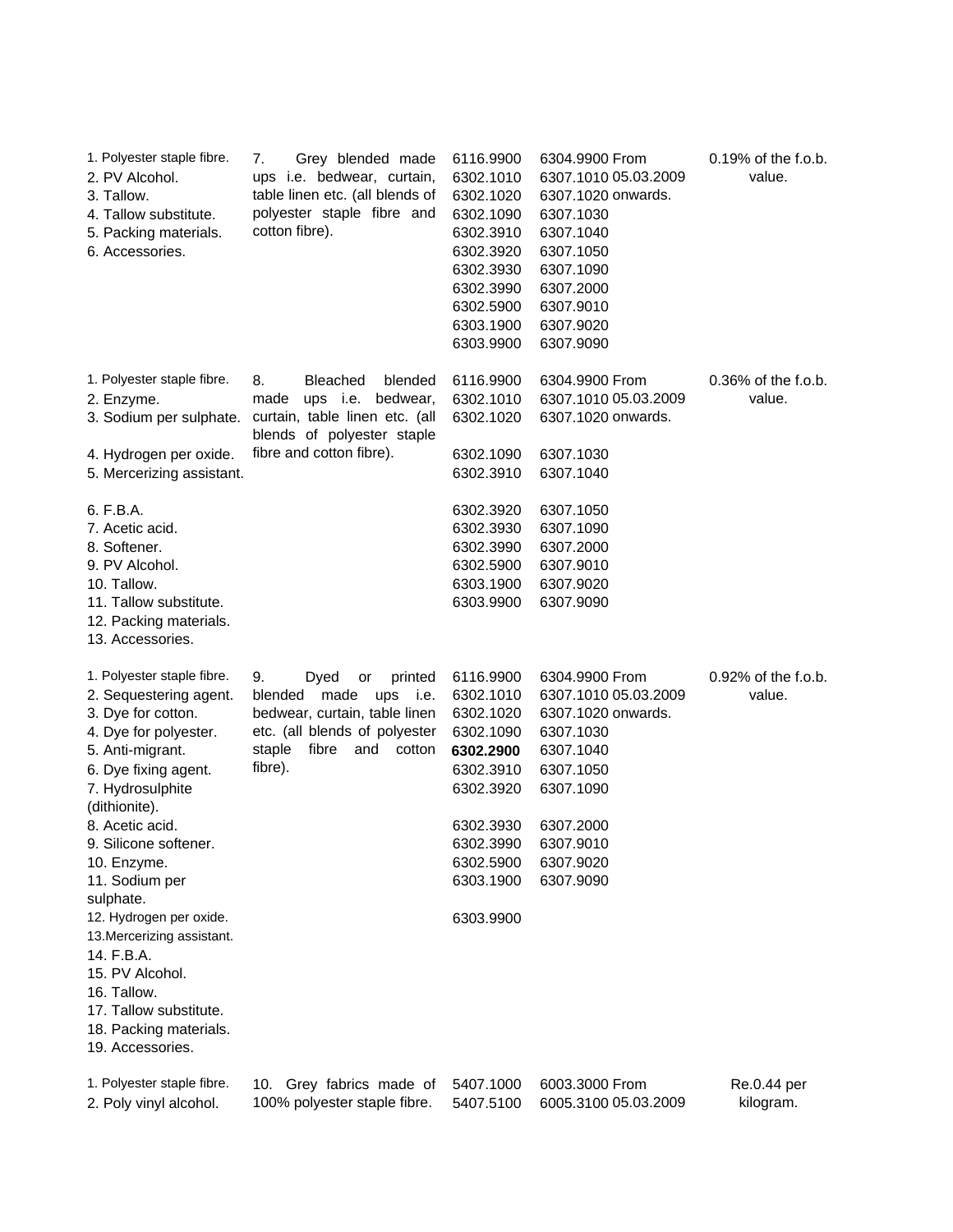| | | | | |
|---|---|---|---|---|
| 1. Polyester staple fibre.<br>2. PV Alcohol.<br>3. Tallow.<br>4. Tallow substitute.<br>5. Packing materials.<br>6. Accessories. | 7. Grey blended made ups i.e. bedwear, curtain, table linen etc. (all blends of polyester staple fibre and cotton fibre). | 6116.9900<br>6302.1010<br>6302.1020<br>6302.1090<br>6302.3910<br>6302.3920<br>6302.3930<br>6302.3990<br>6302.5900<br>6303.1900<br>6303.9900 | 6304.9900 From<br>6307.1010 05.03.2009<br>6307.1020 onwards.<br>6307.1030<br>6307.1040<br>6307.1050<br>6307.1090<br>6307.2000<br>6307.9010<br>6307.9020<br>6307.9090 | 0.19% of the f.o.b. value. |
| 1. Polyester staple fibre.<br>2. Enzyme.<br>3. Sodium per sulphate.<br>4. Hydrogen per oxide.<br>5. Mercerizing assistant.<br>6. F.B.A.<br>7. Acetic acid.<br>8. Softener.<br>9. PV Alcohol.<br>10. Tallow.<br>11. Tallow substitute.<br>12. Packing materials.<br>13. Accessories. | 8. Bleached blended made ups i.e. bedwear, curtain, table linen etc. (all blends of polyester staple fibre and cotton fibre). | 6116.9900<br>6302.1010<br>6302.1020<br>6302.1090<br>6302.3910<br>6302.3920<br>6302.3930<br>6302.3990<br>6302.5900<br>6303.1900<br>6303.9900 | 6304.9900 From<br>6307.1010 05.03.2009<br>6307.1020 onwards.<br>6307.1030<br>6307.1040<br>6307.1050<br>6307.1090<br>6307.2000<br>6307.9010<br>6307.9020<br>6307.9090 | 0.36% of the f.o.b. value. |
| 1. Polyester staple fibre.<br>2. Sequestering agent.<br>3. Dye for cotton.<br>4. Dye for polyester.<br>5. Anti-migrant.<br>6. Dye fixing agent.<br>7. Hydrosulphite (dithionite).<br>8. Acetic acid.<br>9. Silicone softener.<br>10. Enzyme.<br>11. Sodium per sulphate.<br>12. Hydrogen per oxide.<br>13. Mercerizing assistant.<br>14. F.B.A.<br>15. PV Alcohol.<br>16. Tallow.<br>17. Tallow substitute.<br>18. Packing materials.<br>19. Accessories. | 9. Dyed or printed blended made ups i.e. bedwear, curtain, table linen etc. (all blends of polyester staple fibre and cotton fibre). | 6116.9900<br>6302.1010<br>6302.1020<br>6302.1090<br>**6302.2900**<br>6302.3910<br>6302.3920<br>6302.3930<br>6302.3990<br>6302.5900<br>6303.1900<br>6303.9900 | 6304.9900 From<br>6307.1010 05.03.2009<br>6307.1020 onwards.<br>6307.1030<br>6307.1040<br>6307.1050<br>6307.1090<br>6307.2000<br>6307.9010<br>6307.9020<br>6307.9090 | 0.92% of the f.o.b. value. |
| 1. Polyester staple fibre.<br>2. Poly vinyl alcohol. | 10. Grey fabrics made of 100% polyester staple fibre. | 5407.1000<br>5407.5100 | 6003.3000 From<br>6005.3100 05.03.2009 | Re.0.44 per kilogram. |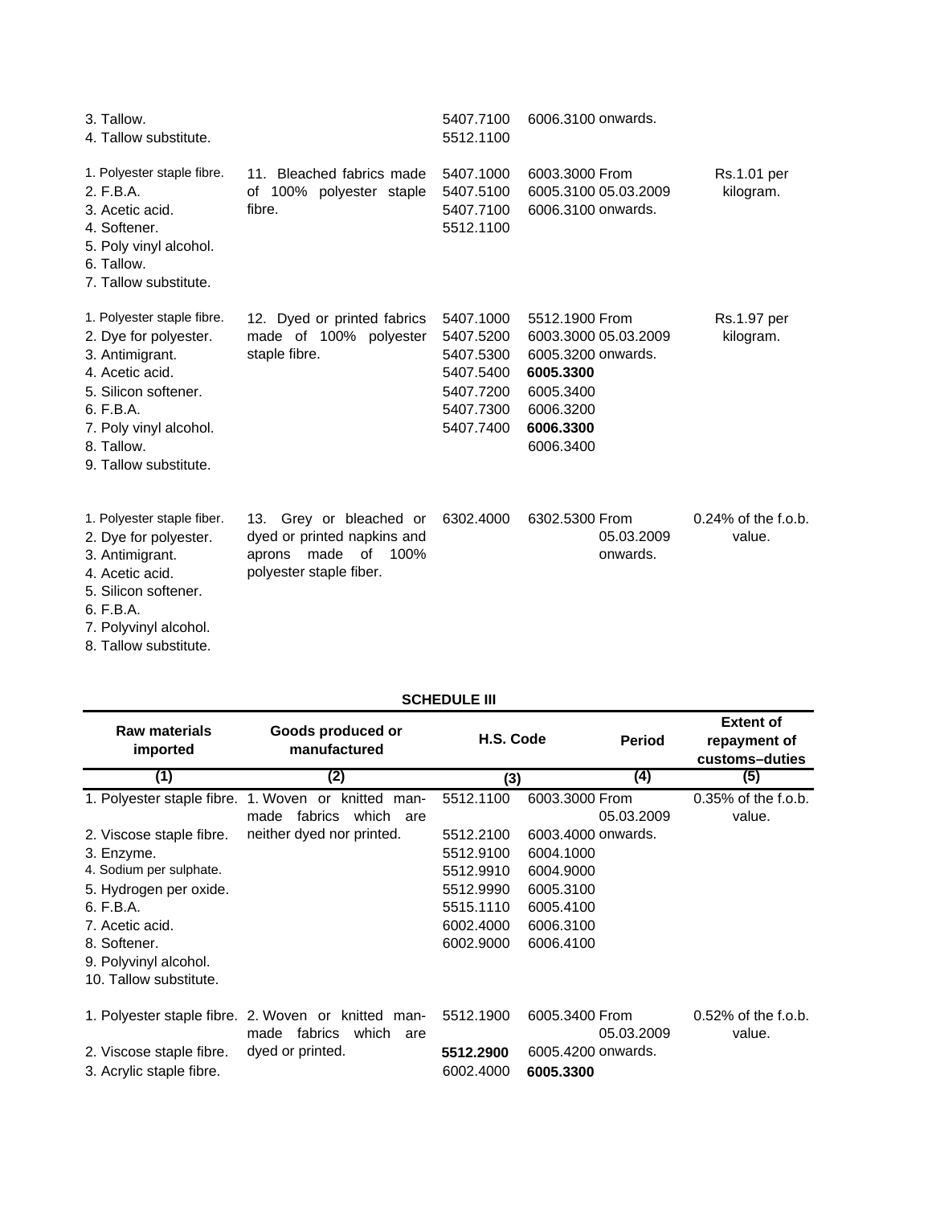| | | | | |
|---|---|---|---|---|
| 3. Tallow.<br>4. Tallow substitute. | | 5407.7100<br>5512.1100 | 6006.3100 onwards. | |
| 1. Polyester staple fibre.<br>2. F.B.A.<br>3. Acetic acid.<br>4. Softener.<br>5. Poly vinyl alcohol.<br>6. Tallow.<br>7. Tallow substitute. | 11. Bleached fabrics made of 100% polyester staple fibre. | 5407.1000<br>5407.5100<br>5407.7100<br>5512.1100 | 6003.3000 From<br>6005.3100 05.03.2009<br>6006.3100 onwards. | Rs.1.01 per kilogram. |
| 1. Polyester staple fibre.<br>2. Dye for polyester.<br>3. Antimigrant.<br>4. Acetic acid.<br>5. Silicon softener.<br>6. F.B.A.<br>7. Poly vinyl alcohol.<br>8. Tallow.<br>9. Tallow substitute. | 12. Dyed or printed fabrics made of 100% polyester staple fibre. | 5407.1000<br>5407.5200<br>5407.5300<br>5407.5400<br>5407.7200<br>5407.7300<br>5407.7400 | 5512.1900 From<br>6003.3000 05.03.2009<br>6005.3200 onwards.<br>**6005.3300**<br>6005.3400<br>6006.3200<br>**6006.3300**<br>6006.3400 | Rs.1.97 per kilogram. |
| 1. Polyester staple fiber.<br>2. Dye for polyester.<br>3. Antimigrant.<br>4. Acetic acid.<br>5. Silicon softener.<br>6. F.B.A.<br>7. Polyvinyl alcohol.<br>8. Tallow substitute. | 13. Grey or bleached or dyed or printed napkins and aprons made of 100% polyester staple fiber. | 6302.4000 | 6302.5300 From 05.03.2009 onwards. | 0.24% of the f.o.b. value. |

**SCHEDULE III**

| Raw materials imported | Goods produced or manufactured | H.S. Code | | Period | Extent of repayment of customs–duties |
|---|---|---|---|---|---|
| (1) | (2) | (3) | | (4) | (5) |
| 1. Polyester staple fibre.<br>2. Viscose staple fibre.<br>3. Enzyme.<br>4. Sodium per sulphate.<br>5. Hydrogen per oxide.<br>6. F.B.A.<br>7. Acetic acid.<br>8. Softener.<br>9. Polyvinyl alcohol.<br>10. Tallow substitute. | 1. Woven or knitted man-made fabrics which are neither dyed nor printed. | 5512.1100<br>5512.2100<br>5512.9100<br>5512.9910<br>5512.9990<br>5515.1110<br>6002.4000<br>6002.9000 | 6003.3000<br>6003.4000<br>6004.1000<br>6004.9000<br>6005.3100<br>6005.4100<br>6006.3100<br>6006.4100 | From 05.03.2009 onwards. | 0.35% of the f.o.b. value. |
| 1. Polyester staple fibre.<br>2. Viscose staple fibre.<br>3. Acrylic staple fibre. | 2. Woven or knitted man-made fabrics which are dyed or printed. | 5512.1900<br>**5512.2900**<br>6002.4000 | 6005.3400<br>6005.4200<br>**6005.3300** | From 05.03.2009 onwards. | 0.52% of the f.o.b. value. |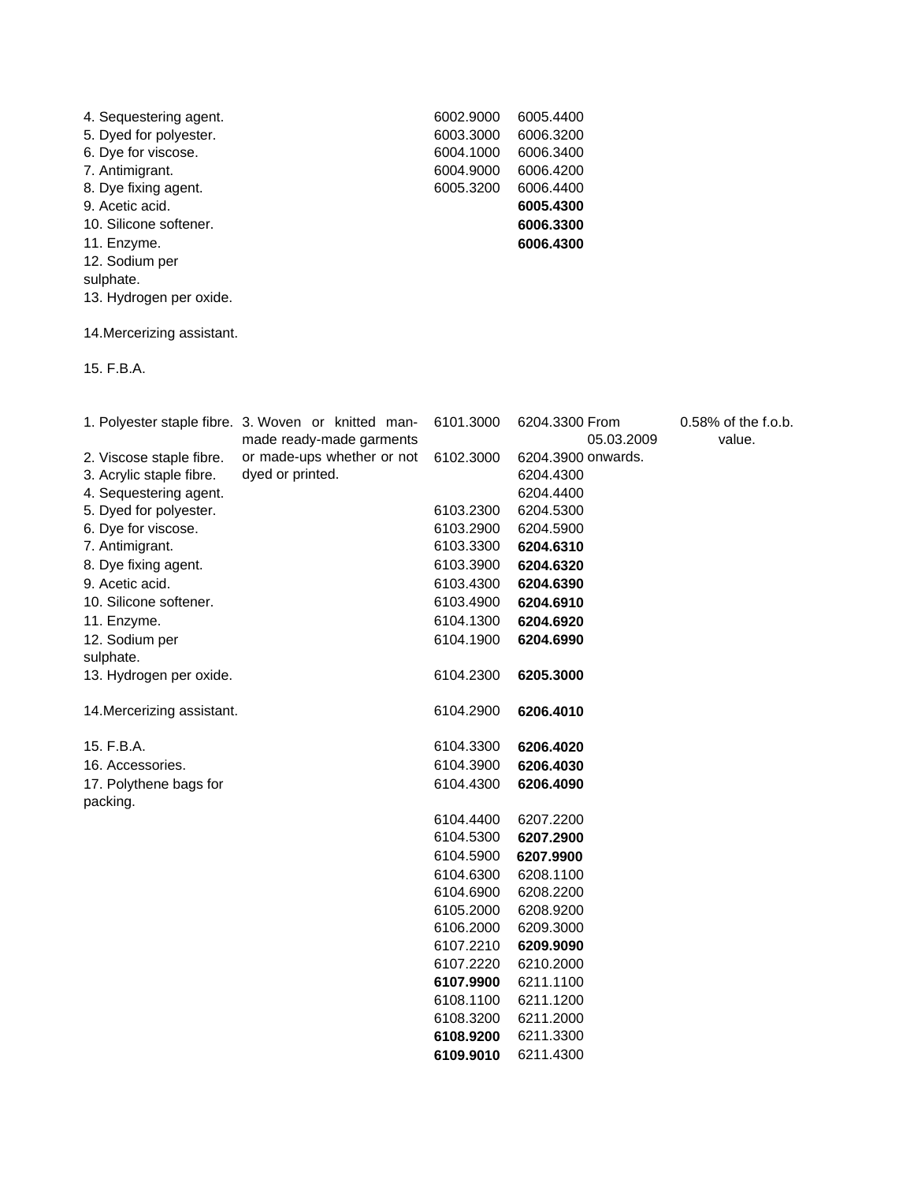| | | | | | |
|---|---|---|---|---|---|
| 4. Sequestering agent. | | 6002.9000 | 6005.4400 | | |
| 5. Dyed for polyester. | | 6003.3000 | 6006.3200 | | |
| 6. Dye for viscose. | | 6004.1000 | 6006.3400 | | |
| 7. Antimigrant. | | 6004.9000 | 6006.4200 | | |
| 8. Dye fixing agent. | | 6005.3200 | 6006.4400 | | |
| 9. Acetic acid. | | | **6005.4300** | | |
| 10. Silicone softener. | | | **6006.3300** | | |
| 11. Enzyme. | | | **6006.4300** | | |
| 12. Sodium per sulphate. | | | | | |
| 13. Hydrogen per oxide. | | | | | |
| 14.Mercerizing assistant. | | | | | |
| 15. F.B.A. | | | | | |
| 1. Polyester staple fibre. | 3. Woven or knitted man-made ready-made garments or made-ups whether or not dyed or printed. | 6101.3000 | 6204.3300 | From 05.03.2009 onwards. | 0.58% of the f.o.b. value. |
| 2. Viscose staple fibre. | | 6102.3000 | 6204.3900 | | |
| 3. Acrylic staple fibre. | | | 6204.4300 | | |
| 4. Sequestering agent. | | | 6204.4400 | | |
| 5. Dyed for polyester. | | 6103.2300 | 6204.5300 | | |
| 6. Dye for viscose. | | 6103.2900 | 6204.5900 | | |
| 7. Antimigrant. | | 6103.3300 | **6204.6310** | | |
| 8. Dye fixing agent. | | 6103.3900 | **6204.6320** | | |
| 9. Acetic acid. | | 6103.4300 | **6204.6390** | | |
| 10. Silicone softener. | | 6103.4900 | **6204.6910** | | |
| 11. Enzyme. | | 6104.1300 | **6204.6920** | | |
| 12. Sodium per sulphate. | | 6104.1900 | **6204.6990** | | |
| 13. Hydrogen per oxide. | | 6104.2300 | **6205.3000** | | |
| 14.Mercerizing assistant. | | 6104.2900 | **6206.4010** | | |
| 15. F.B.A. | | 6104.3300 | **6206.4020** | | |
| 16. Accessories. | | 6104.3900 | **6206.4030** | | |
| 17. Polythene bags for packing. | | 6104.4300 | **6206.4090** | | |
| | | 6104.4400 | 6207.2200 | | |
| | | 6104.5300 | **6207.2900** | | |
| | | 6104.5900 | **6207.9900** | | |
| | | 6104.6300 | 6208.1100 | | |
| | | 6104.6900 | 6208.2200 | | |
| | | 6105.2000 | 6208.9200 | | |
| | | 6106.2000 | 6209.3000 | | |
| | | 6107.2210 | **6209.9090** | | |
| | | 6107.2220 | 6210.2000 | | |
| | | **6107.9900** | 6211.1100 | | |
| | | 6108.1100 | 6211.1200 | | |
| | | 6108.3200 | 6211.2000 | | |
| | | **6108.9200** | 6211.3300 | | |
| | | **6109.9010** | 6211.4300 | | |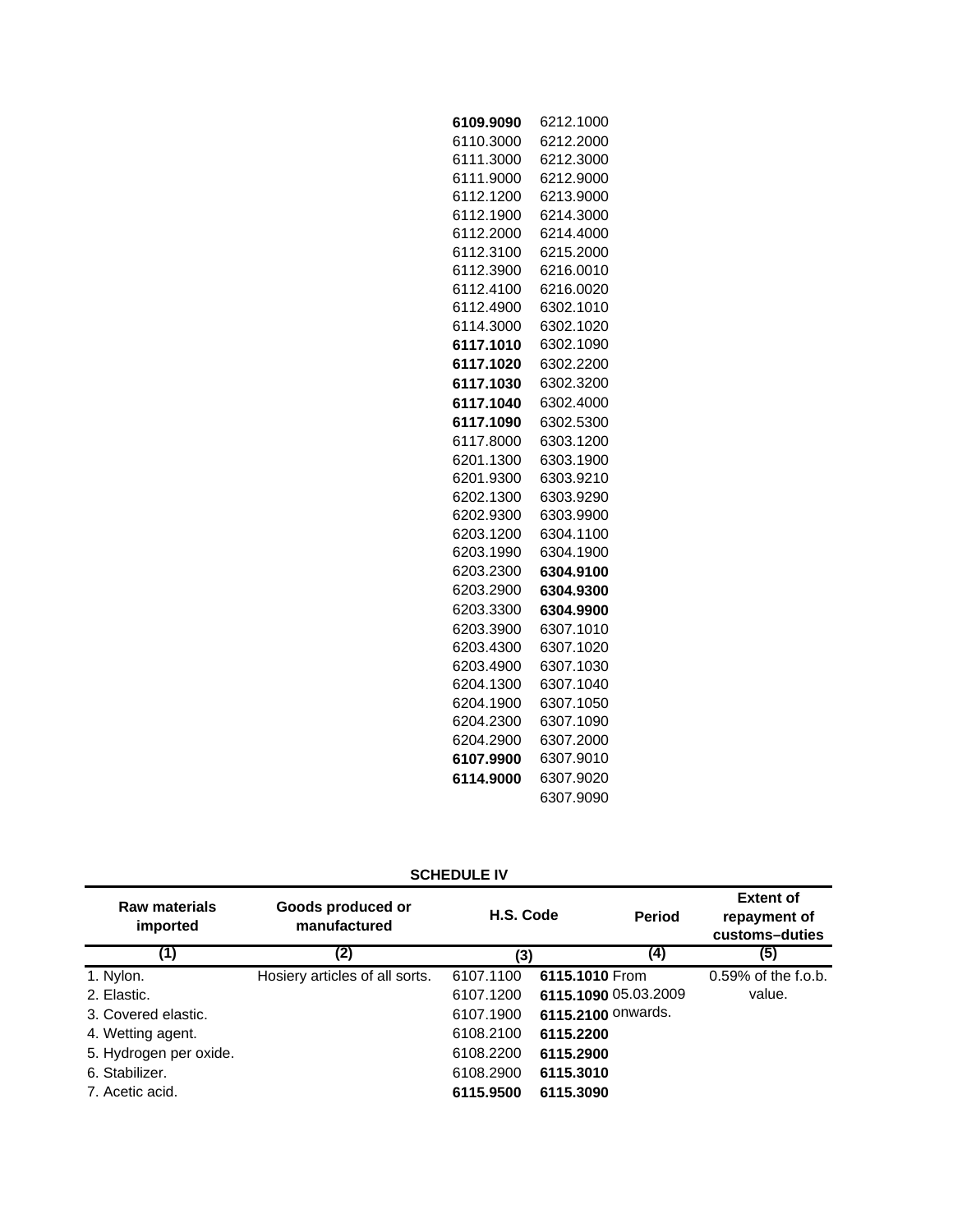| | |
|---|---|
| **6109.9090** | 6212.1000 |
| 6110.3000 | 6212.2000 |
| 6111.3000 | 6212.3000 |
| 6111.9000 | 6212.9000 |
| 6112.1200 | 6213.9000 |
| 6112.1900 | 6214.3000 |
| 6112.2000 | 6214.4000 |
| 6112.3100 | 6215.2000 |
| 6112.3900 | 6216.0010 |
| 6112.4100 | 6216.0020 |
| 6112.4900 | 6302.1010 |
| 6114.3000 | 6302.1020 |
| **6117.1010** | 6302.1090 |
| **6117.1020** | 6302.2200 |
| **6117.1030** | 6302.3200 |
| **6117.1040** | 6302.4000 |
| **6117.1090** | 6302.5300 |
| 6117.8000 | 6303.1200 |
| 6201.1300 | 6303.1900 |
| 6201.9300 | 6303.9210 |
| 6202.1300 | 6303.9290 |
| 6202.9300 | 6303.9900 |
| 6203.1200 | 6304.1100 |
| 6203.1990 | 6304.1900 |
| 6203.2300 | **6304.9100** |
| 6203.2900 | **6304.9300** |
| 6203.3300 | **6304.9900** |
| 6203.3900 | 6307.1010 |
| 6203.4300 | 6307.1020 |
| 6203.4900 | 6307.1030 |
| 6204.1300 | 6307.1040 |
| 6204.1900 | 6307.1050 |
| 6204.2300 | 6307.1090 |
| 6204.2900 | 6307.2000 |
| **6107.9900** | 6307.9010 |
| **6114.9000** | 6307.9020 |
| | 6307.9090 |

**SCHEDULE IV**

| Raw materials imported | Goods produced or manufactured | H.S. Code | | Period | Extent of repayment of customs–duties |
|---|---|---|---|---|---|
| (1) | (2) | (3) | | (4) | (5) |
| 1. Nylon. | Hosiery articles of all sorts. | 6107.1100 | **6115.1010** | From | 0.59% of the f.o.b. |
| 2. Elastic. | | 6107.1200 | **6115.1090** | 05.03.2009 | value. |
| 3. Covered elastic. | | 6107.1900 | **6115.2100** | onwards. | |
| 4. Wetting agent. | | 6108.2100 | **6115.2200** | | |
| 5. Hydrogen per oxide. | | 6108.2200 | **6115.2900** | | |
| 6. Stabilizer. | | 6108.2900 | **6115.3010** | | |
| 7. Acetic acid. | | **6115.9500** | **6115.3090** | | |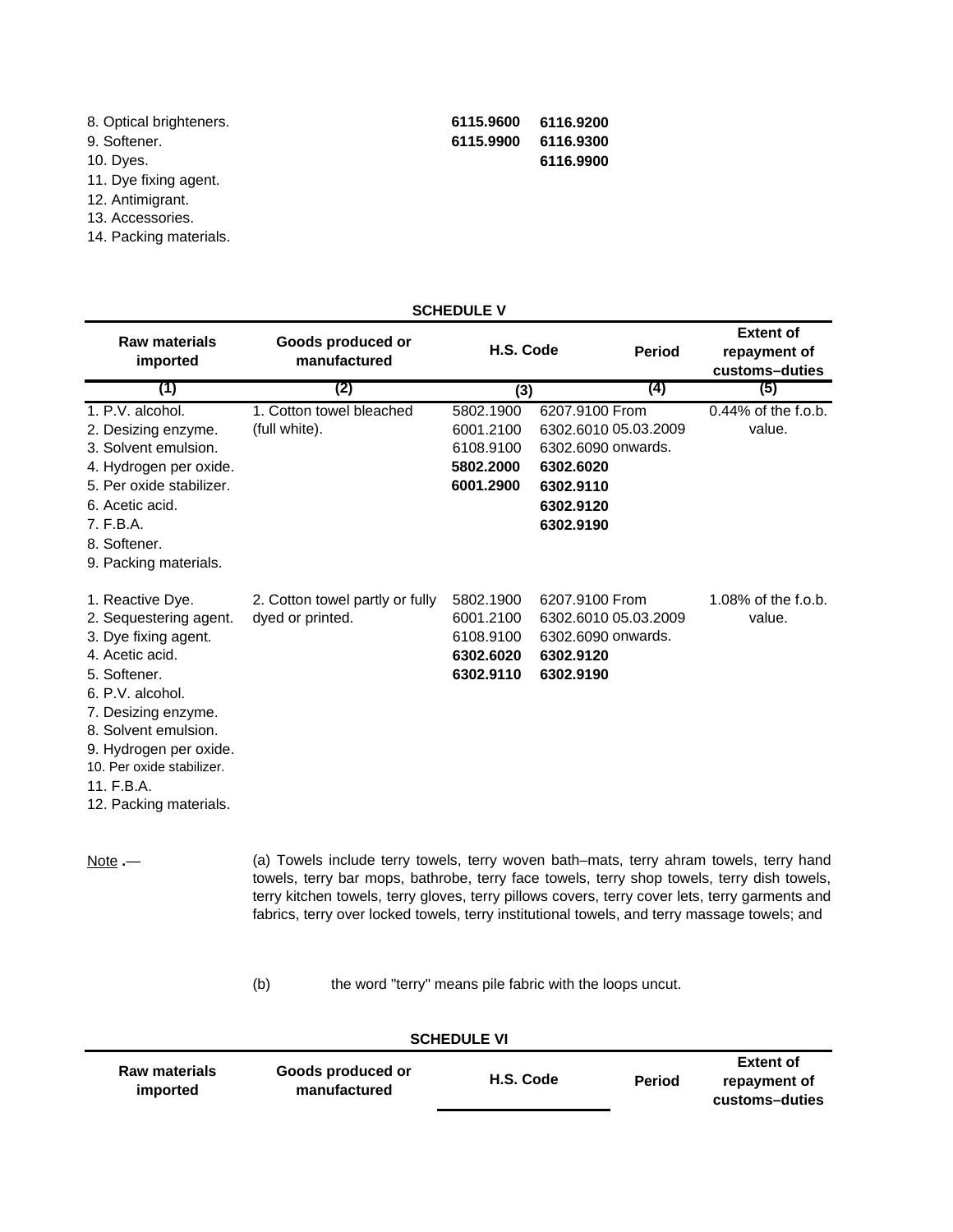| | | | |
|---|---|---|---|
| 8. Optical brighteners. | | **6115.9600** | **6116.9200** |
| 9. Softener. | | **6115.9900** | **6116.9300** |
| 10. Dyes. | | | **6116.9900** |
| 11. Dye fixing agent. | | | |
| 12. Antimigrant. | | | |
| 13. Accessories. | | | |
| 14. Packing materials. | | | |

## SCHEDULE V

| Raw materials imported | Goods produced or manufactured | H.S. Code | | Period | Extent of repayment of customs–duties |
|---|---|---|---|---|---|
| (1) | (2) | (3) | | (4) | (5) |
| 1. P.V. alcohol.<br>2. Desizing enzyme.<br>3. Solvent emulsion.<br>4. Hydrogen per oxide.<br>5. Per oxide stabilizer.<br>6. Acetic acid.<br>7. F.B.A.<br>8. Softener.<br>9. Packing materials. | 1. Cotton towel bleached (full white). | 5802.1900<br>6001.2100<br>6108.9100<br>**5802.2000**<br>**6001.2900** | 6207.9100<br>6302.6010<br>6302.6090<br>**6302.6020**<br>**6302.9110**<br>**6302.9120**<br>**6302.9190** | From 05.03.2009 onwards. | 0.44% of the f.o.b. value. |
| 1. Reactive Dye.<br>2. Sequestering agent.<br>3. Dye fixing agent.<br>4. Acetic acid.<br>5. Softener.<br>6. P.V. alcohol.<br>7. Desizing enzyme.<br>8. Solvent emulsion.<br>9. Hydrogen per oxide.<br>10. Per oxide stabilizer.<br>11. F.B.A.<br>12. Packing materials. | 2. Cotton towel partly or fully dyed or printed. | 5802.1900<br>6001.2100<br>6108.9100<br>**6302.6020**<br>**6302.9110** | 6207.9100<br>6302.6010<br>6302.6090<br>**6302.9120**<br>**6302.9190** | From 05.03.2009 onwards. | 1.08% of the f.o.b. value. |

Note .— (a) Towels include terry towels, terry woven bath–mats, terry ahram towels, terry hand towels, terry bar mops, bathrobe, terry face towels, terry shop towels, terry dish towels, terry kitchen towels, terry gloves, terry pillows covers, terry cover lets, terry garments and fabrics, terry over locked towels, terry institutional towels, and terry massage towels; and

(b) the word "terry" means pile fabric with the loops uncut.

## SCHEDULE VI

| Raw materials imported | Goods produced or manufactured | H.S. Code | Period | Extent of repayment of customs–duties |
|---|---|---|---|---|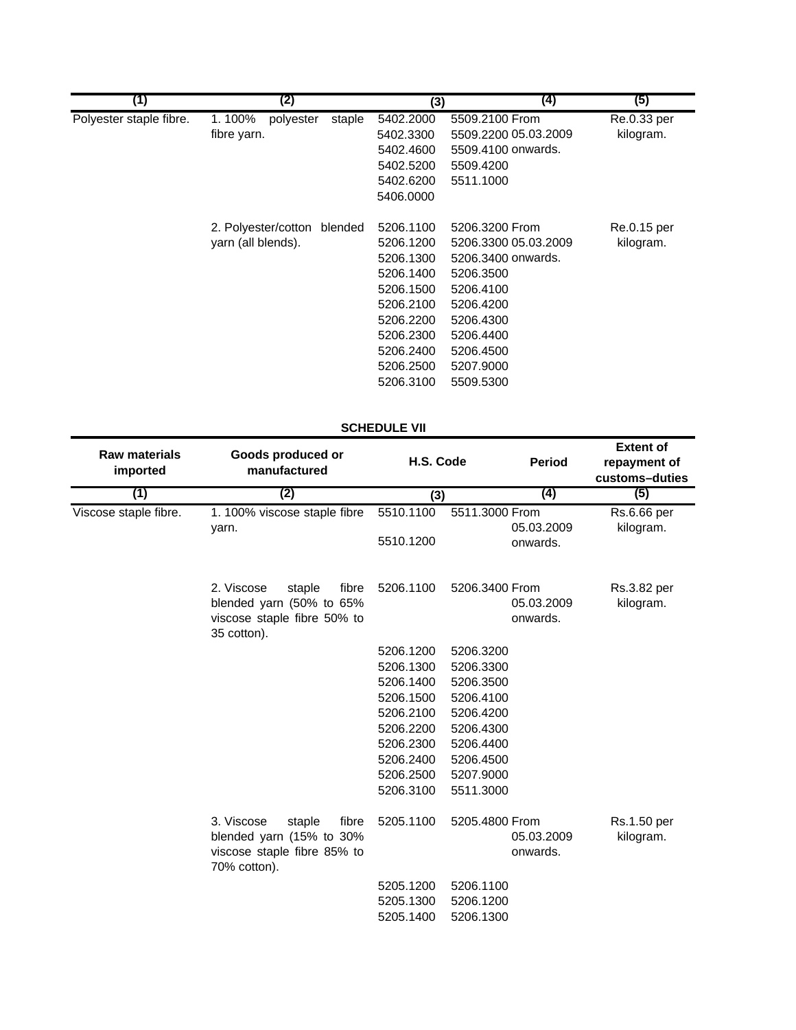| (1) | (2) | (3) | | (4) | (5) |
|---|---|---|---|---|---|
| Polyester staple fibre. | 1. 100% polyester staple fibre yarn. | 5402.2000<br>5402.3300<br>5402.4600<br>5402.5200<br>5402.6200<br>5406.0000 | 5509.2100<br>5509.2200<br>5509.4100<br>5509.4200<br>5511.1000 | From 05.03.2009 onwards. | Re.0.33 per kilogram. |
| | 2. Polyester/cotton blended yarn (all blends). | 5206.1100<br>5206.1200<br>5206.1300<br>5206.1400<br>5206.1500<br>5206.2100<br>5206.2200<br>5206.2300<br>5206.2400<br>5206.2500<br>5206.3100 | 5206.3200<br>5206.3300<br>5206.3400<br>5206.3500<br>5206.4100<br>5206.4200<br>5206.4300<br>5206.4400<br>5206.4500<br>5207.9000<br>5509.5300 | From 05.03.2009 onwards. | Re.0.15 per kilogram. |

**SCHEDULE VII**

| Raw materials imported | Goods produced or manufactured | H.S. Code | | Period | Extent of repayment of customs–duties |
|---|---|---|---|---|---|
| (1) | (2) | (3) | | (4) | (5) |
| Viscose staple fibre. | 1. 100% viscose staple fibre yarn. | 5510.1100<br>5510.1200 | 5511.3000 | From 05.03.2009 onwards. | Rs.6.66 per kilogram. |
| | 2. Viscose staple fibre blended yarn (50% to 65% viscose staple fibre 50% to 35 cotton). | 5206.1100<br>5206.1200<br>5206.1300<br>5206.1400<br>5206.1500<br>5206.2100<br>5206.2200<br>5206.2300<br>5206.2400<br>5206.2500<br>5206.3100 | 5206.3400<br>5206.3200<br>5206.3300<br>5206.3500<br>5206.4100<br>5206.4200<br>5206.4300<br>5206.4400<br>5206.4500<br>5207.9000<br>5511.3000 | From 05.03.2009 onwards. | Rs.3.82 per kilogram. |
| | 3. Viscose staple fibre blended yarn (15% to 30% viscose staple fibre 85% to 70% cotton). | 5205.1100<br>5205.1200<br>5205.1300<br>5205.1400 | 5205.4800<br>5206.1100<br>5206.1200<br>5206.1300 | From 05.03.2009 onwards. | Rs.1.50 per kilogram. |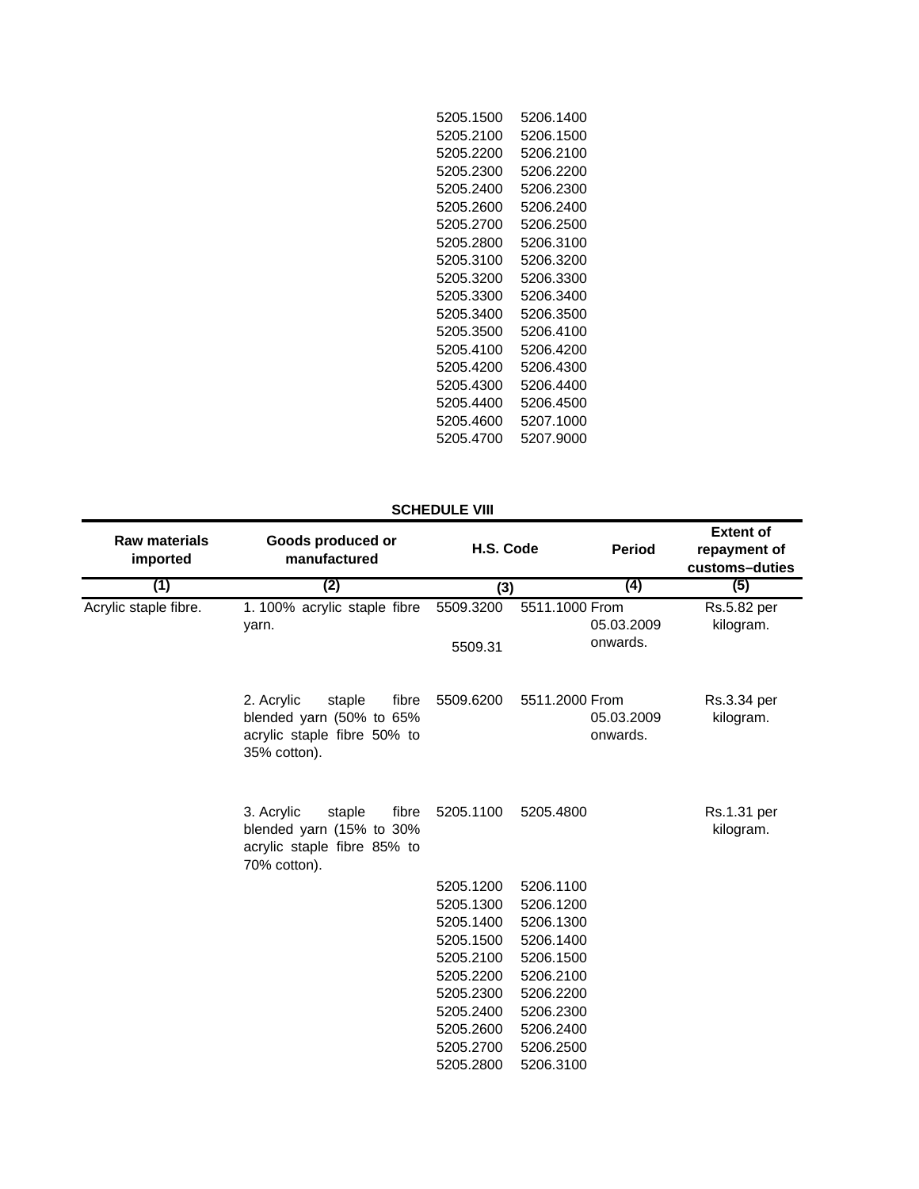| | | | | | |
|---|---|---|---|---|---|
| | | 5205.1500 | 5206.1400 | | |
| | | 5205.2100 | 5206.1500 | | |
| | | 5205.2200 | 5206.2100 | | |
| | | 5205.2300 | 5206.2200 | | |
| | | 5205.2400 | 5206.2300 | | |
| | | 5205.2600 | 5206.2400 | | |
| | | 5205.2700 | 5206.2500 | | |
| | | 5205.2800 | 5206.3100 | | |
| | | 5205.3100 | 5206.3200 | | |
| | | 5205.3200 | 5206.3300 | | |
| | | 5205.3300 | 5206.3400 | | |
| | | 5205.3400 | 5206.3500 | | |
| | | 5205.3500 | 5206.4100 | | |
| | | 5205.4100 | 5206.4200 | | |
| | | 5205.4200 | 5206.4300 | | |
| | | 5205.4300 | 5206.4400 | | |
| | | 5205.4400 | 5206.4500 | | |
| | | 5205.4600 | 5207.1000 | | |
| | | 5205.4700 | 5207.9000 | | |

**SCHEDULE VIII**

| Raw materials imported | Goods produced or manufactured | H.S. Code | | Period | Extent of repayment of customs–duties |
|---|---|---|---|---|---|
| (1) | (2) | (3) | | (4) | (5) |
| Acrylic staple fibre. | 1. 100% acrylic staple fibre yarn. | 5509.3200 | 5511.1000 | From 05.03.2009 onwards. | Rs.5.82 per kilogram. |
| | | 5509.31 | | | |
| | 2. Acrylic staple fibre blended yarn (50% to 65% acrylic staple fibre 50% to 35% cotton). | 5509.6200 | 5511.2000 | From 05.03.2009 onwards. | Rs.3.34 per kilogram. |
| | 3. Acrylic staple fibre blended yarn (15% to 30% acrylic staple fibre 85% to 70% cotton). | 5205.1100 | 5205.4800 | | Rs.1.31 per kilogram. |
| | | 5205.1200 | 5206.1100 | | |
| | | 5205.1300 | 5206.1200 | | |
| | | 5205.1400 | 5206.1300 | | |
| | | 5205.1500 | 5206.1400 | | |
| | | 5205.2100 | 5206.1500 | | |
| | | 5205.2200 | 5206.2100 | | |
| | | 5205.2300 | 5206.2200 | | |
| | | 5205.2400 | 5206.2300 | | |
| | | 5205.2600 | 5206.2400 | | |
| | | 5205.2700 | 5206.2500 | | |
| | | 5205.2800 | 5206.3100 | | |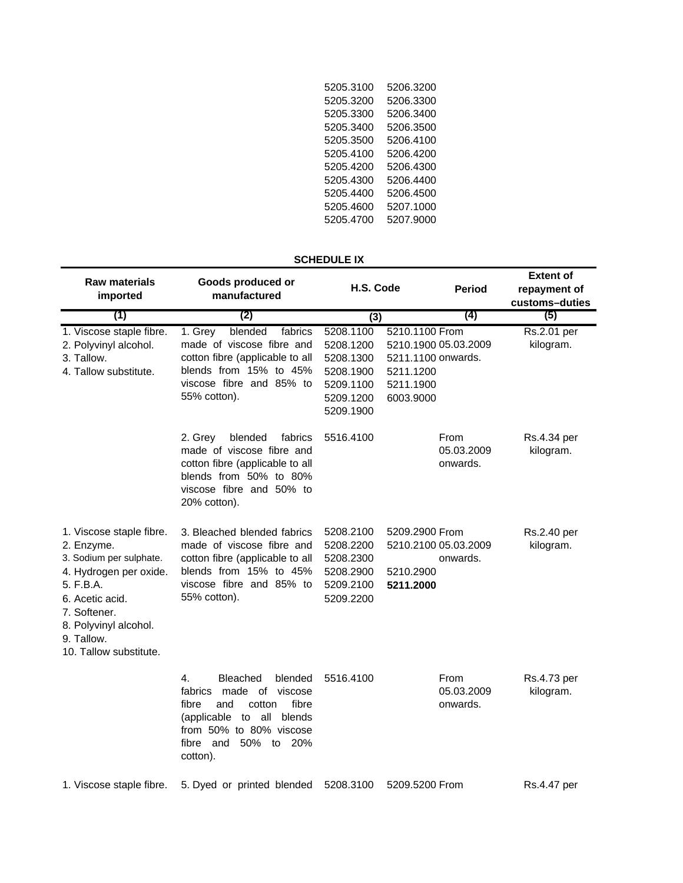| | |
|---|---|
| 5205.3100 | 5206.3200 |
| 5205.3200 | 5206.3300 |
| 5205.3300 | 5206.3400 |
| 5205.3400 | 5206.3500 |
| 5205.3500 | 5206.4100 |
| 5205.4100 | 5206.4200 |
| 5205.4200 | 5206.4300 |
| 5205.4300 | 5206.4400 |
| 5205.4400 | 5206.4500 |
| 5205.4600 | 5207.1000 |
| 5205.4700 | 5207.9000 |

**SCHEDULE IX**

| Raw materials imported | Goods produced or manufactured | H.S. Code | | Period | Extent of repayment of customs–duties |
|---|---|---|---|---|---|
| (1) | (2) | (3) | | (4) | (5) |
| 1. Viscose staple fibre.<br>2. Polyvinyl alcohol.<br>3. Tallow.<br>4. Tallow substitute. | 1. Grey blended fabrics made of viscose fibre and cotton fibre (applicable to all blends from 15% to 45% viscose fibre and 85% to 55% cotton). | 5208.1100<br>5208.1200<br>5208.1300<br>5208.1900<br>5209.1100<br>5209.1200<br>5209.1900 | 5210.1100<br>5210.1900<br>5211.1100<br>5211.1200<br>5211.1900<br>6003.9000 | From 05.03.2009 onwards. | Rs.2.01 per kilogram. |
| | 2. Grey blended fabrics made of viscose fibre and cotton fibre (applicable to all blends from 50% to 80% viscose fibre and 50% to 20% cotton). | 5516.4100 | | From 05.03.2009 onwards. | Rs.4.34 per kilogram. |
| 1. Viscose staple fibre.<br>2. Enzyme.<br>3. Sodium per sulphate.<br>4. Hydrogen per oxide.<br>5. F.B.A.<br>6. Acetic acid.<br>7. Softener.<br>8. Polyvinyl alcohol.<br>9. Tallow.<br>10. Tallow substitute. | 3. Bleached blended fabrics made of viscose fibre and cotton fibre (applicable to all blends from 15% to 45% viscose fibre and 85% to 55% cotton). | 5208.2100<br>5208.2200<br>5208.2300<br>5208.2900<br>5209.2100<br>5209.2200 | 5209.2900<br>5210.2100<br>5210.2900<br>**5211.2000** | From 05.03.2009 onwards. | Rs.2.40 per kilogram. |
| | 4. Bleached blended fabrics made of viscose fibre and cotton fibre (applicable to all blends from 50% to 80% viscose fibre and 50% to 20% cotton). | 5516.4100 | | From 05.03.2009 onwards. | Rs.4.73 per kilogram. |
| 1. Viscose staple fibre. | 5. Dyed or printed blended | 5208.3100 | 5209.5200 | From | Rs.4.47 per |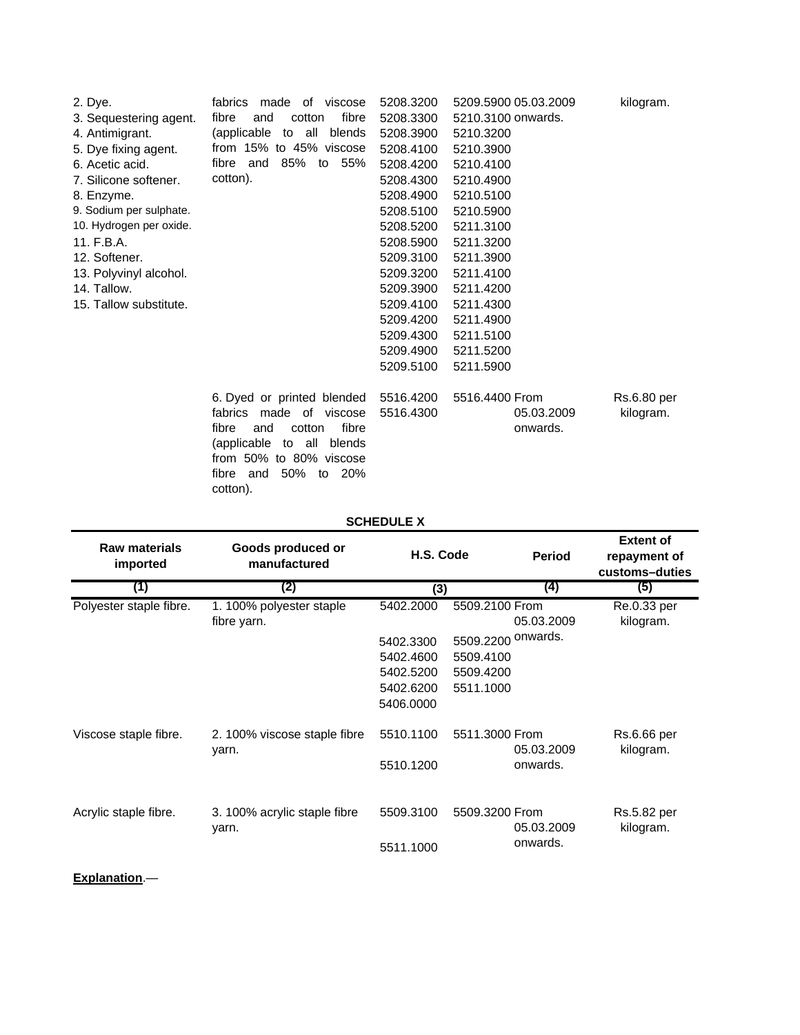| | | | | | |
|---|---|---|---|---|---|
| 2. Dye.<br>3. Sequestering agent.<br>4. Antimigrant.<br>5. Dye fixing agent.<br>6. Acetic acid.<br>7. Silicone softener.<br>8. Enzyme.<br>9. Sodium per sulphate.<br>10. Hydrogen per oxide.<br>11. F.B.A.<br>12. Softener.<br>13. Polyvinyl alcohol.<br>14. Tallow.<br>15. Tallow substitute. | fabrics made of viscose fibre and cotton fibre (applicable to all blends from 15% to 45% viscose fibre and 85% to 55% cotton). | 5208.3200<br>5208.3300<br>5208.3900<br>5208.4100<br>5208.4200<br>5208.4300<br>5208.4900<br>5208.5100<br>5208.5200<br>5208.5900<br>5209.3100<br>5209.3200<br>5209.3900<br>5209.4100<br>5209.4200<br>5209.4300<br>5209.4900<br>5209.5100 | 5209.5900<br>5210.3100<br>5210.3200<br>5210.3900<br>5210.4100<br>5210.4900<br>5210.5100<br>5210.5900<br>5211.3100<br>5211.3200<br>5211.3900<br>5211.4100<br>5211.4200<br>5211.4300<br>5211.4900<br>5211.5100<br>5211.5200<br>5211.5900 | 05.03.2009 onwards. | kilogram. |
| | 6. Dyed or printed blended fabrics made of viscose fibre and cotton fibre (applicable to all blends from 50% to 80% viscose fibre and 50% to 20% cotton). | 5516.4200<br>5516.4300 | 5516.4400 | From 05.03.2009 onwards. | Rs.6.80 per kilogram. |

**SCHEDULE X**

| Raw materials imported | Goods produced or manufactured | H.S. Code | | Period | Extent of repayment of customs–duties |
|---|---|---|---|---|---|
| (1) | (2) | (3) | | (4) | (5) |
| Polyester staple fibre. | 1. 100% polyester staple fibre yarn. | 5402.2000<br>5402.3300<br>5402.4600<br>5402.5200<br>5402.6200<br>5406.0000 | 5509.2100<br>5509.2200<br>5509.4100<br>5509.4200<br>5511.1000 | From 05.03.2009 onwards. | Re.0.33 per kilogram. |
| Viscose staple fibre. | 2. 100% viscose staple fibre yarn. | 5510.1100<br>5510.1200 | 5511.3000 | From 05.03.2009 onwards. | Rs.6.66 per kilogram. |
| Acrylic staple fibre. | 3. 100% acrylic staple fibre yarn. | 5509.3100<br>5511.1000 | 5509.3200 | From 05.03.2009 onwards. | Rs.5.82 per kilogram. |

**Explanation**.—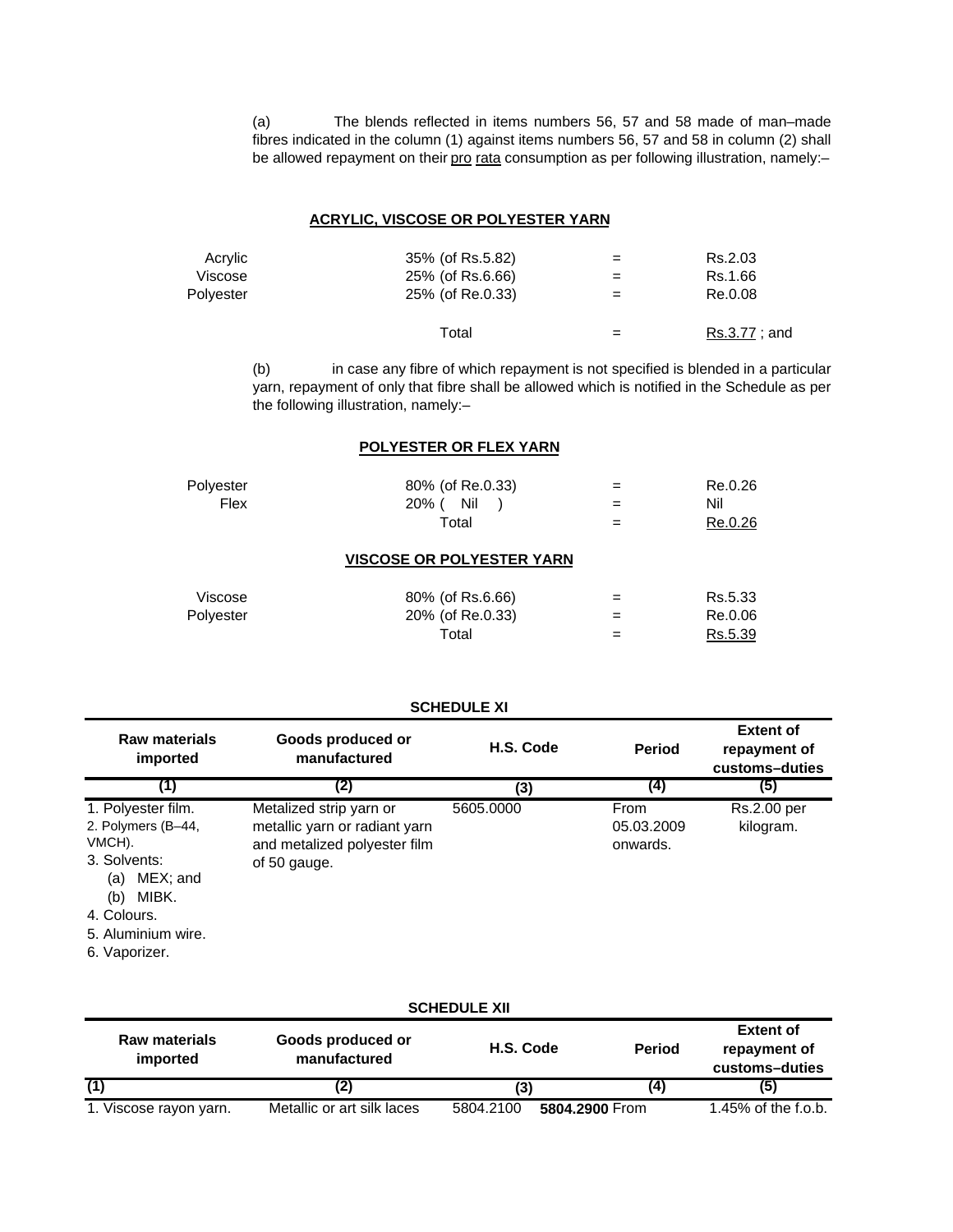(a) The blends reflected in items numbers 56, 57 and 58 made of man–made fibres indicated in the column (1) against items numbers 56, 57 and 58 in column (2) shall be allowed repayment on their pro rata consumption as per following illustration, namely:–

**ACRYLIC, VISCOSE OR POLYESTER YARN**

| | | | |
|---|---|---|---|
| Acrylic | 35% (of Rs.5.82) | = | Rs.2.03 |
| Viscose | 25% (of Rs.6.66) | = | Rs.1.66 |
| Polyester | 25% (of Re.0.33) | = | Re.0.08 |
| | Total | = | Rs.3.77 ; and |

(b) in case any fibre of which repayment is not specified is blended in a particular yarn, repayment of only that fibre shall be allowed which is notified in the Schedule as per the following illustration, namely:–

**POLYESTER OR FLEX YARN**

| | | | |
|---|---|---|---|
| Polyester | 80% (of Re.0.33) | = | Re.0.26 |
| Flex | 20% ( Nil ) | = | Nil |
| | Total | = | Re.0.26 |

**VISCOSE OR POLYESTER YARN**

| | | | |
|---|---|---|---|
| Viscose | 80% (of Rs.6.66) | = | Rs.5.33 |
| Polyester | 20% (of Re.0.33) | = | Re.0.06 |
| | Total | = | Rs.5.39 |

**SCHEDULE XI**

| Raw materials imported | Goods produced or manufactured | H.S. Code | Period | Extent of repayment of customs–duties |
|---|---|---|---|---|
| (1) | (2) | (3) | (4) | (5) |
| 1. Polyester film.<br>2. Polymers (B–44, VMCH).<br>3. Solvents:<br>(a) MEX; and<br>(b) MIBK.<br>4. Colours.<br>5. Aluminium wire.<br>6. Vaporizer. | Metalized strip yarn or metallic yarn or radiant yarn and metalized polyester film of 50 gauge. | 5605.0000 | From 05.03.2009 onwards. | Rs.2.00 per kilogram. |

**SCHEDULE XII**

| Raw materials imported | Goods produced or manufactured | H.S. Code | Period | Extent of repayment of customs–duties |
|---|---|---|---|---|
| (1) | (2) | (3) | (4) | (5) |
| 1. Viscose rayon yarn. | Metallic or art silk laces | 5804.2100 **5804.2900** | From | 1.45% of the f.o.b. |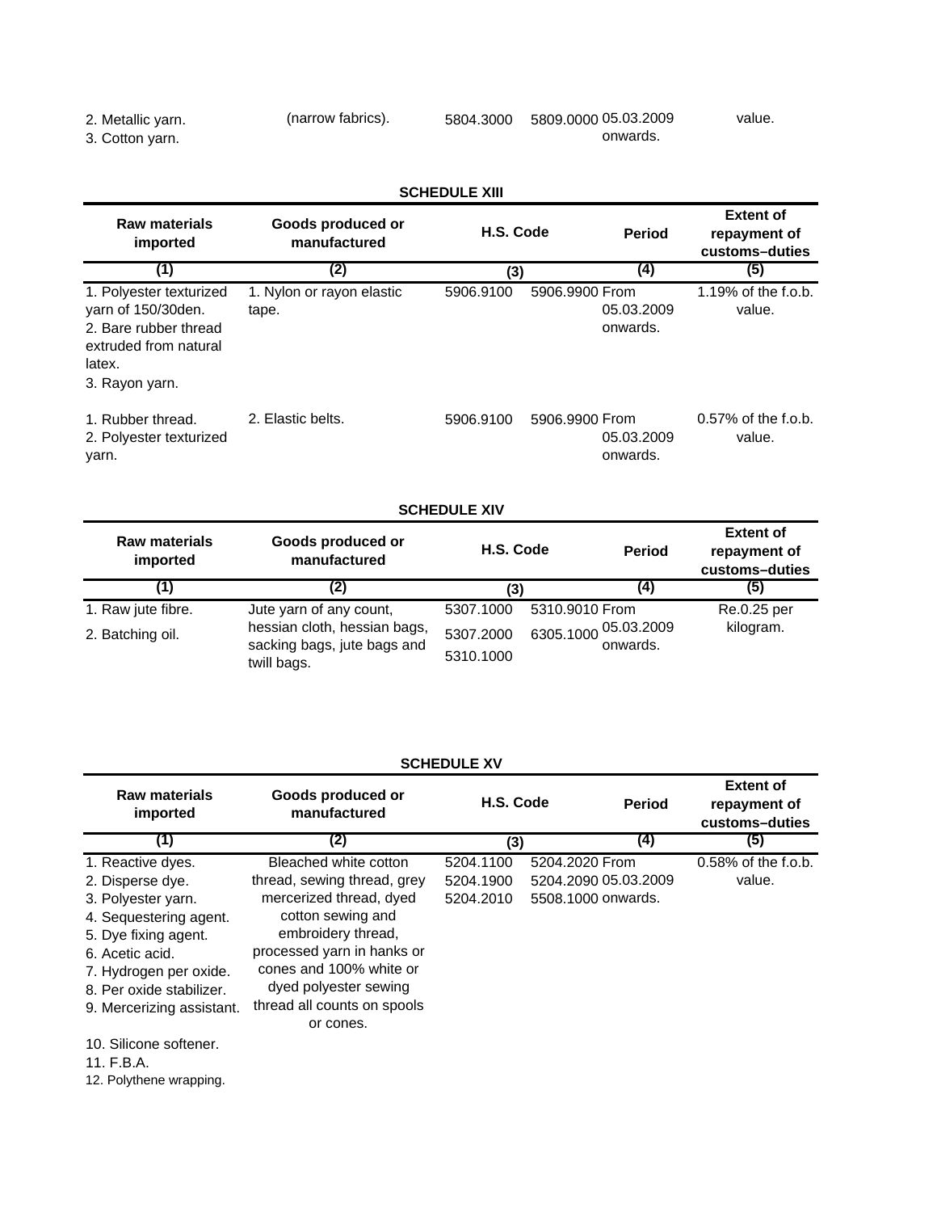| | | | | | |
|---|---|---|---|---|---|
| 2. Metallic yarn.<br>3. Cotton yarn. | (narrow fabrics). | 5804.3000 | 5809.0000 | 05.03.2009 onwards. | value. |

**SCHEDULE XIII**

| Raw materials imported | Goods produced or manufactured | H.S. Code | | Period | Extent of repayment of customs–duties |
|---|---|---|---|---|---|
| (1) | (2) | (3) | | (4) | (5) |
| 1. Polyester texturized yarn of 150/30den.<br>2. Bare rubber thread extruded from natural latex.<br>3. Rayon yarn. | 1. Nylon or rayon elastic tape. | 5906.9100 | 5906.9900 | From 05.03.2009 onwards. | 1.19% of the f.o.b. value. |
| 1. Rubber thread.<br>2. Polyester texturized yarn. | 2. Elastic belts. | 5906.9100 | 5906.9900 | From 05.03.2009 onwards. | 0.57% of the f.o.b. value. |

**SCHEDULE XIV**

| Raw materials imported | Goods produced or manufactured | H.S. Code | | Period | Extent of repayment of customs–duties |
|---|---|---|---|---|---|
| (1) | (2) | (3) | | (4) | (5) |
| 1. Raw jute fibre.<br>2. Batching oil. | Jute yarn of any count, hessian cloth, hessian bags, sacking bags, jute bags and twill bags. | 5307.1000<br>5307.2000<br>5310.1000 | 5310.9010<br>6305.1000 | From 05.03.2009 onwards. | Re.0.25 per kilogram. |

**SCHEDULE XV**

| Raw materials imported | Goods produced or manufactured | H.S. Code | | Period | Extent of repayment of customs–duties |
|---|---|---|---|---|---|
| (1) | (2) | (3) | | (4) | (5) |
| 1. Reactive dyes.<br>2. Disperse dye.<br>3. Polyester yarn.<br>4. Sequestering agent.<br>5. Dye fixing agent.<br>6. Acetic acid.<br>7. Hydrogen per oxide.<br>8. Per oxide stabilizer.<br>9. Mercerizing assistant.<br>10. Silicone softener.<br>11. F.B.A.<br>12. Polythene wrapping. | Bleached white cotton thread, sewing thread, grey mercerized thread, dyed cotton sewing and embroidery thread, processed yarn in hanks or cones and 100% white or dyed polyester sewing thread all counts on spools or cones. | 5204.1100<br>5204.1900<br>5204.2010 | 5204.2020<br>5204.2090<br>5508.1000 | From 05.03.2009 onwards. | 0.58% of the f.o.b. value. |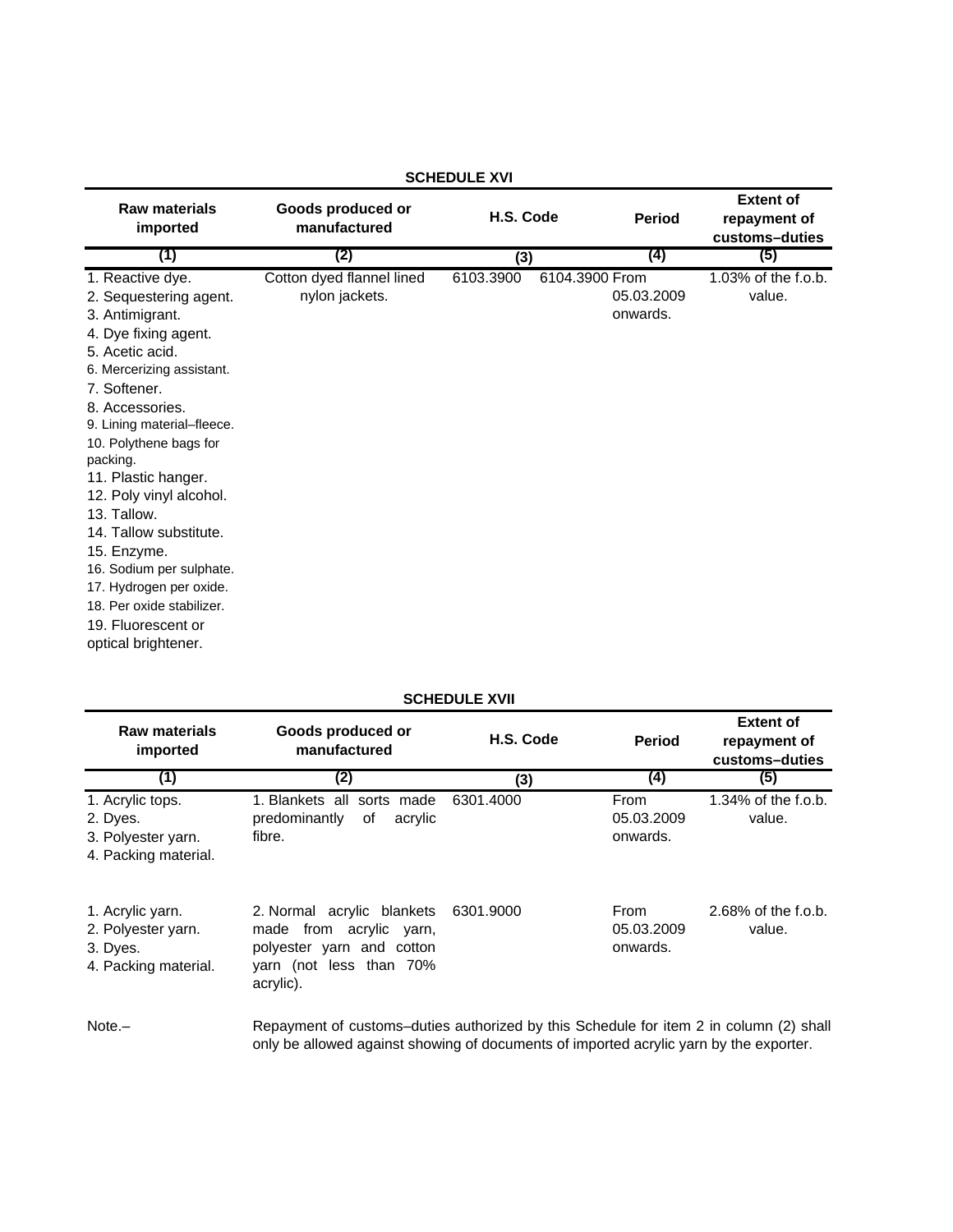## SCHEDULE XVI

| Raw materials imported | Goods produced or manufactured | H.S. Code | Period | Extent of repayment of customs–duties |
|---|---|---|---|---|
| (1) | (2) | (3) | (4) | (5) |
| 1. Reactive dye.<br>2. Sequestering agent.<br>3. Antimigrant.<br>4. Dye fixing agent.<br>5. Acetic acid.<br>6. Mercerizing assistant.<br>7. Softener.<br>8. Accessories.<br>9. Lining material–fleece.<br>10. Polythene bags for packing.<br>11. Plastic hanger.<br>12. Poly vinyl alcohol.<br>13. Tallow.<br>14. Tallow substitute.<br>15. Enzyme.<br>16. Sodium per sulphate.<br>17. Hydrogen per oxide.<br>18. Per oxide stabilizer.<br>19. Fluorescent or optical brightener. | Cotton dyed flannel lined nylon jackets. | 6103.3900 6104.3900 | From 05.03.2009 onwards. | 1.03% of the f.o.b. value. |

## SCHEDULE XVII

| Raw materials imported | Goods produced or manufactured | H.S. Code | Period | Extent of repayment of customs–duties |
|---|---|---|---|---|
| (1) | (2) | (3) | (4) | (5) |
| 1. Acrylic tops.<br>2. Dyes.<br>3. Polyester yarn.<br>4. Packing material. | 1. Blankets all sorts made predominantly of acrylic fibre. | 6301.4000 | From 05.03.2009 onwards. | 1.34% of the f.o.b. value. |
| 1. Acrylic yarn.<br>2. Polyester yarn.<br>3. Dyes.<br>4. Packing material. | 2. Normal acrylic blankets made from acrylic yarn, polyester yarn and cotton yarn (not less than 70% acrylic). | 6301.9000 | From 05.03.2009 onwards. | 2.68% of the f.o.b. value. |

Note.– Repayment of customs–duties authorized by this Schedule for item 2 in column (2) shall only be allowed against showing of documents of imported acrylic yarn by the exporter.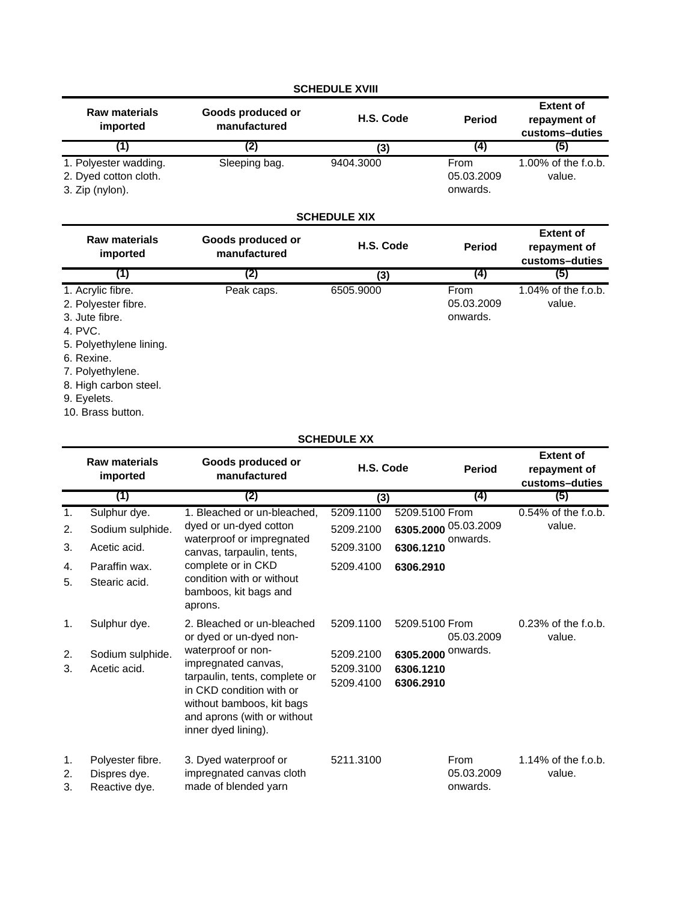## SCHEDULE XVIII

| Raw materials imported | Goods produced or manufactured | H.S. Code | Period | Extent of repayment of customs–duties |
|---|---|---|---|---|
| (1) | (2) | (3) | (4) | (5) |
| 1. Polyester wadding.<br>2. Dyed cotton cloth.<br>3. Zip (nylon). | Sleeping bag. | 9404.3000 | From 05.03.2009 onwards. | 1.00% of the f.o.b. value. |

## SCHEDULE XIX

| Raw materials imported | Goods produced or manufactured | H.S. Code | Period | Extent of repayment of customs–duties |
|---|---|---|---|---|
| (1) | (2) | (3) | (4) | (5) |
| 1. Acrylic fibre.<br>2. Polyester fibre.<br>3. Jute fibre.<br>4. PVC.<br>5. Polyethylene lining.<br>6. Rexine.<br>7. Polyethylene.<br>8. High carbon steel.<br>9. Eyelets.<br>10. Brass button. | Peak caps. | 6505.9000 | From 05.03.2009 onwards. | 1.04% of the f.o.b. value. |

## SCHEDULE XX

| Raw materials imported | Goods produced or manufactured | H.S. Code | Period | Extent of repayment of customs–duties |
|---|---|---|---|---|
| (1) | (2) | (3) | (4) | (5) |
| 1. Sulphur dye.<br>2. Sodium sulphide.<br>3. Acetic acid.<br>4. Paraffin wax.<br>5. Stearic acid. | 1. Bleached or un-bleached, dyed or un-dyed cotton waterproof or impregnated canvas, tarpaulin, tents, complete or in CKD condition with or without bamboos, kit bags and aprons. | 5209.1100 5209.5100<br>5209.2100 **6305.2000**<br>5209.3100 **6306.1210**<br>5209.4100 **6306.2910** | From 05.03.2009 onwards. | 0.54% of the f.o.b. value. |
| 1. Sulphur dye.<br>2. Sodium sulphide.<br>3. Acetic acid. | 2. Bleached or un-bleached or dyed or un-dyed non-waterproof or non-impregnated canvas, tarpaulin, tents, complete or in CKD condition with or without bamboos, kit bags and aprons (with or without inner dyed lining). | 5209.1100 5209.5100<br>5209.2100 **6305.2000**<br>5209.3100 **6306.1210**<br>5209.4100 **6306.2910** | From 05.03.2009 onwards. | 0.23% of the f.o.b. value. |
| 1. Polyester fibre.<br>2. Dispres dye.<br>3. Reactive dye. | 3. Dyed waterproof or impregnated canvas cloth made of blended yarn | 5211.3100 | From 05.03.2009 onwards. | 1.14% of the f.o.b. value. |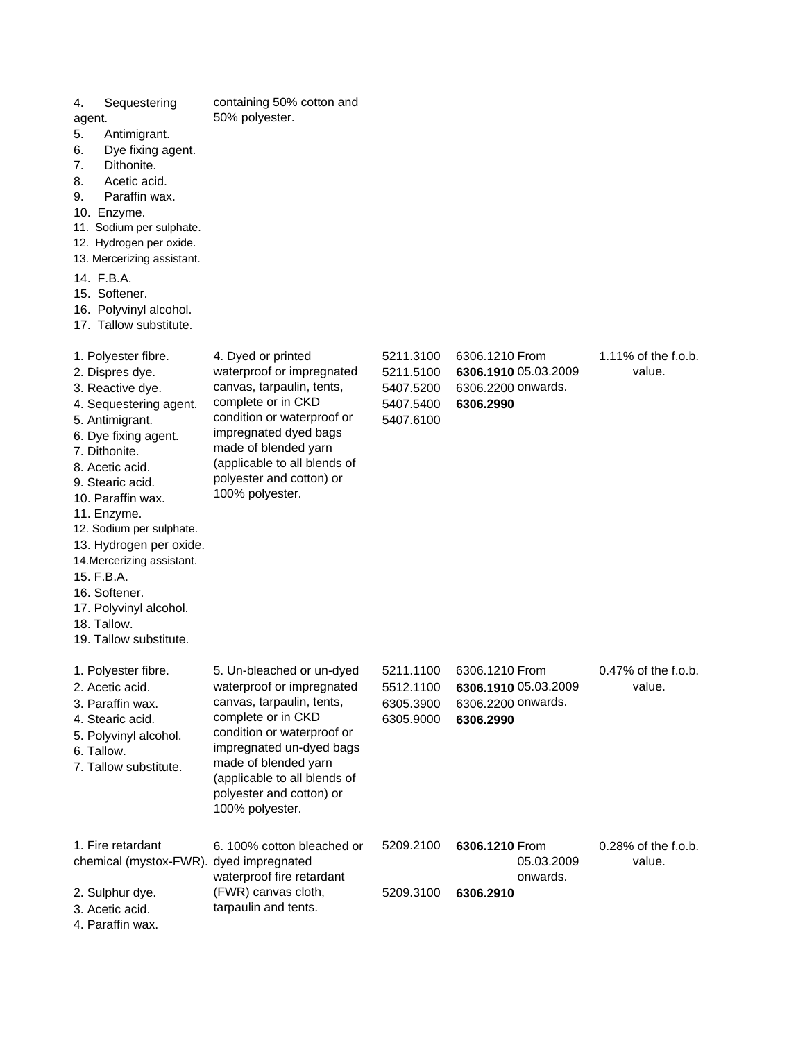| | | | | |
|---|---|---|---|---|
| 4. Sequestering agent.<br>5. Antimigrant.<br>6. Dye fixing agent.<br>7. Dithonite.<br>8. Acetic acid.<br>9. Paraffin wax.<br>10. Enzyme.<br>11. Sodium per sulphate.<br>12. Hydrogen per oxide.<br>13. Mercerizing assistant.<br>14. F.B.A.<br>15. Softener.<br>16. Polyvinyl alcohol.<br>17. Tallow substitute. | containing 50% cotton and 50% polyester. | | | |
| 1. Polyester fibre.<br>2. Dispres dye.<br>3. Reactive dye.<br>4. Sequestering agent.<br>5. Antimigrant.<br>6. Dye fixing agent.<br>7. Dithonite.<br>8. Acetic acid.<br>9. Stearic acid.<br>10. Paraffin wax.<br>11. Enzyme.<br>12. Sodium per sulphate.<br>13. Hydrogen per oxide.<br>14. Mercerizing assistant.<br>15. F.B.A.<br>16. Softener.<br>17. Polyvinyl alcohol.<br>18. Tallow.<br>19. Tallow substitute. | 4. Dyed or printed waterproof or impregnated canvas, tarpaulin, tents, complete or in CKD condition or waterproof or impregnated dyed bags made of blended yarn (applicable to all blends of polyester and cotton) or 100% polyester. | 5211.3100<br>5211.5100<br>5407.5200<br>5407.5400<br>5407.6100 | 6306.1210<br>**6306.1910**<br>6306.2200<br>**6306.2990**<br>From 05.03.2009 onwards. | 1.11% of the f.o.b. value. |
| 1. Polyester fibre.<br>2. Acetic acid.<br>3. Paraffin wax.<br>4. Stearic acid.<br>5. Polyvinyl alcohol.<br>6. Tallow.<br>7. Tallow substitute. | 5. Un-bleached or un-dyed waterproof or impregnated canvas, tarpaulin, tents, complete or in CKD condition or waterproof or impregnated un-dyed bags made of blended yarn (applicable to all blends of polyester and cotton) or 100% polyester. | 5211.1100<br>5512.1100<br>6305.3900<br>6305.9000 | 6306.1210<br>**6306.1910**<br>6306.2200<br>**6306.2990**<br>From 05.03.2009 onwards. | 0.47% of the f.o.b. value. |
| 1. Fire retardant chemical (mystox-FWR).<br>2. Sulphur dye.<br>3. Acetic acid.<br>4. Paraffin wax. | 6. 100% cotton bleached or dyed impregnated waterproof fire retardant (FWR) canvas cloth, tarpaulin and tents. | 5209.2100<br>5209.3100 | **6306.1210**<br>**6306.2910**<br>From 05.03.2009 onwards. | 0.28% of the f.o.b. value. |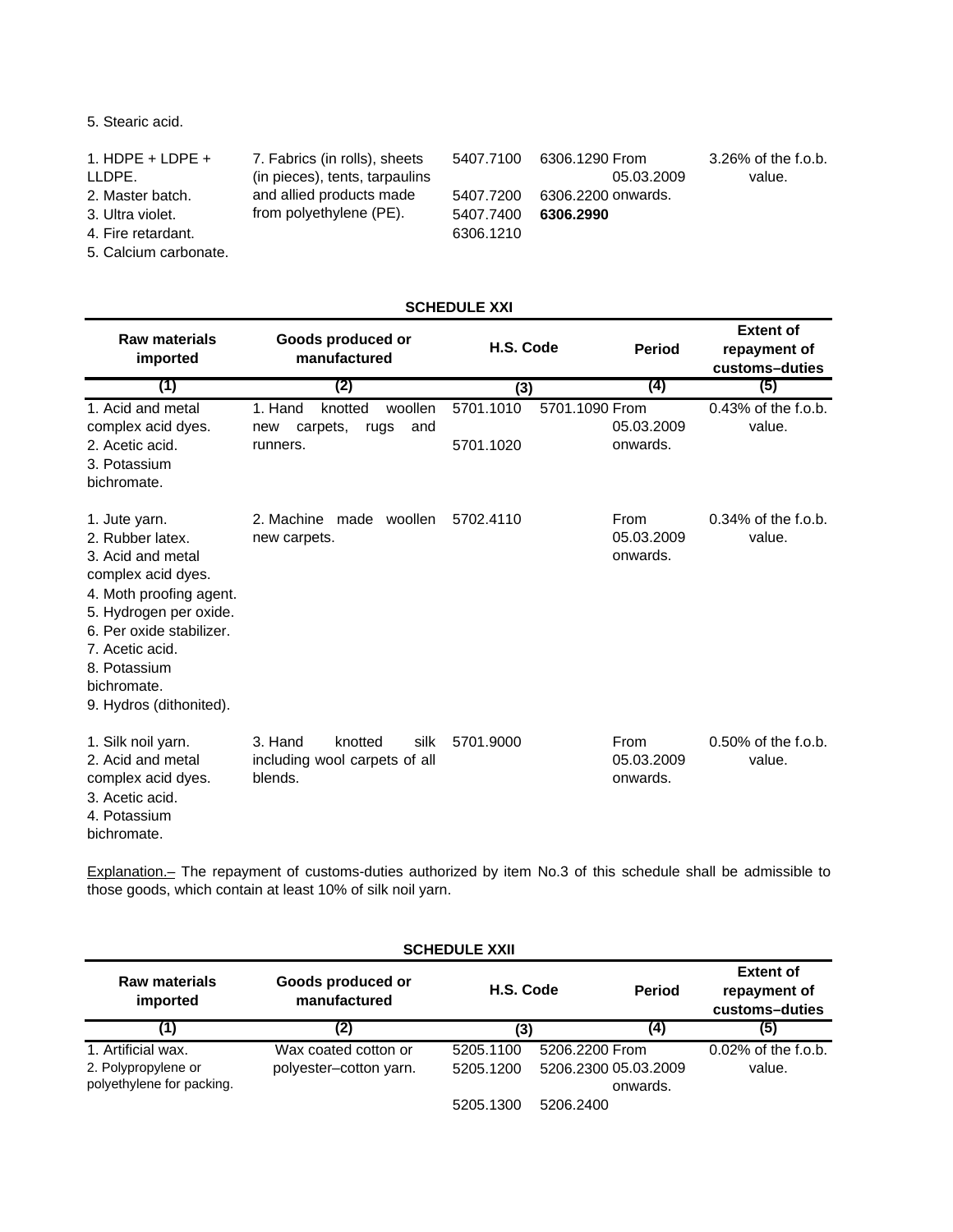| Raw materials imported | Goods produced or manufactured | H.S. Code | | Period | Extent of repayment of customs–duties |
|---|---|---|---|---|---|
| 5. Stearic acid. | | | | | |
| 1. HDPE + LDPE + LLDPE.<br>2. Master batch.<br>3. Ultra violet.<br>4. Fire retardant.<br>5. Calcium carbonate. | 7. Fabrics (in rolls), sheets (in pieces), tents, tarpaulins and allied products made from polyethylene (PE). | 5407.7100<br>5407.7200<br>5407.7400<br>6306.1210 | 6306.1290<br>6306.2200<br>**6306.2990** | From 05.03.2009 onwards. | 3.26% of the f.o.b. value. |

**SCHEDULE XXI**

| Raw materials imported | Goods produced or manufactured | H.S. Code | | Period | Extent of repayment of customs–duties |
|---|---|---|---|---|---|
| (1) | (2) | (3) | | (4) | (5) |
| 1. Acid and metal complex acid dyes.<br>2. Acetic acid.<br>3. Potassium bichromate. | 1. Hand knotted woollen new carpets, rugs and runners. | 5701.1010<br>5701.1020 | 5701.1090 | From 05.03.2009 onwards. | 0.43% of the f.o.b. value. |
| 1. Jute yarn.<br>2. Rubber latex.<br>3. Acid and metal complex acid dyes.<br>4. Moth proofing agent.<br>5. Hydrogen per oxide.<br>6. Per oxide stabilizer.<br>7. Acetic acid.<br>8. Potassium bichromate.<br>9. Hydros (dithonited). | 2. Machine made woollen new carpets. | 5702.4110 | | From 05.03.2009 onwards. | 0.34% of the f.o.b. value. |
| 1. Silk noil yarn.<br>2. Acid and metal complex acid dyes.<br>3. Acetic acid.<br>4. Potassium bichromate. | 3. Hand knotted silk including wool carpets of all blends. | 5701.9000 | | From 05.03.2009 onwards. | 0.50% of the f.o.b. value. |

Explanation.– The repayment of customs-duties authorized by item No.3 of this schedule shall be admissible to those goods, which contain at least 10% of silk noil yarn.

**SCHEDULE XXII**

| Raw materials imported | Goods produced or manufactured | H.S. Code | | Period | Extent of repayment of customs–duties |
|---|---|---|---|---|---|
| (1) | (2) | (3) | | (4) | (5) |
| 1. Artificial wax.<br>2. Polypropylene or polyethylene for packing. | Wax coated cotton or polyester–cotton yarn. | 5205.1100<br>5205.1200<br>5205.1300 | 5206.2200<br>5206.2300<br>5206.2400 | From 05.03.2009 onwards. | 0.02% of the f.o.b. value. |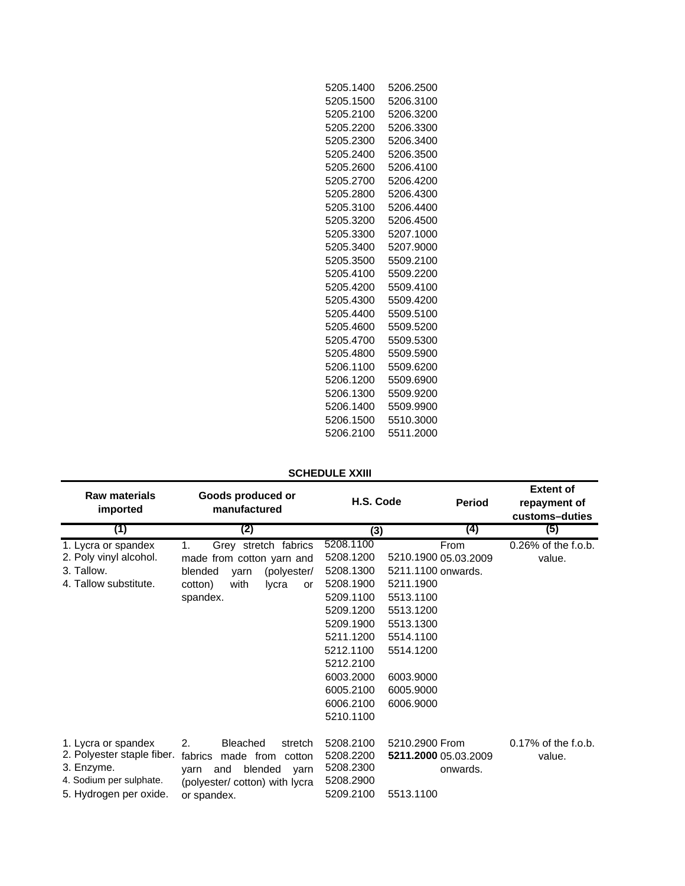| | |
|---|---|
| 5205.1400 | 5206.2500 |
| 5205.1500 | 5206.3100 |
| 5205.2100 | 5206.3200 |
| 5205.2200 | 5206.3300 |
| 5205.2300 | 5206.3400 |
| 5205.2400 | 5206.3500 |
| 5205.2600 | 5206.4100 |
| 5205.2700 | 5206.4200 |
| 5205.2800 | 5206.4300 |
| 5205.3100 | 5206.4400 |
| 5205.3200 | 5206.4500 |
| 5205.3300 | 5207.1000 |
| 5205.3400 | 5207.9000 |
| 5205.3500 | 5509.2100 |
| 5205.4100 | 5509.2200 |
| 5205.4200 | 5509.4100 |
| 5205.4300 | 5509.4200 |
| 5205.4400 | 5509.5100 |
| 5205.4600 | 5509.5200 |
| 5205.4700 | 5509.5300 |
| 5205.4800 | 5509.5900 |
| 5206.1100 | 5509.6200 |
| 5206.1200 | 5509.6900 |
| 5206.1300 | 5509.9200 |
| 5206.1400 | 5509.9900 |
| 5206.1500 | 5510.3000 |
| 5206.2100 | 5511.2000 |

**SCHEDULE XXIII**

| Raw materials imported | Goods produced or manufactured | H.S. Code | Period | Extent of repayment of customs–duties |
|---|---|---|---|---|
| (1) | (2) | (3) | (4) | (5) |
| 1. Lycra or spandex<br>2. Poly vinyl alcohol.<br>3. Tallow.<br>4. Tallow substitute. | 1. Grey stretch fabrics made from cotton yarn and blended yarn (polyester/ cotton) with lycra or spandex. | 5208.1100<br>5208.1200 5210.1900<br>5208.1300 5211.1100<br>5208.1900 5211.1900<br>5209.1100 5513.1100<br>5209.1200 5513.1200<br>5209.1900 5513.1300<br>5211.1200 5514.1100<br>5212.1100 5514.1200<br>5212.2100<br>6003.2000 6003.9000<br>6005.2100 6005.9000<br>6006.2100 6006.9000<br>5210.1100 | From 05.03.2009 onwards. | 0.26% of the f.o.b. value. |
| 1. Lycra or spandex<br>2. Polyester staple fiber.<br>3. Enzyme.<br>4. Sodium per sulphate.<br>5. Hydrogen per oxide. | 2. Bleached stretch fabrics made from cotton yarn and blended yarn (polyester/ cotton) with lycra or spandex. | 5208.2100 5210.2900<br>5208.2200 5211.2000<br>5208.2300<br>5208.2900<br>5209.2100 5513.1100 | From 05.03.2009 onwards. | 0.17% of the f.o.b. value. |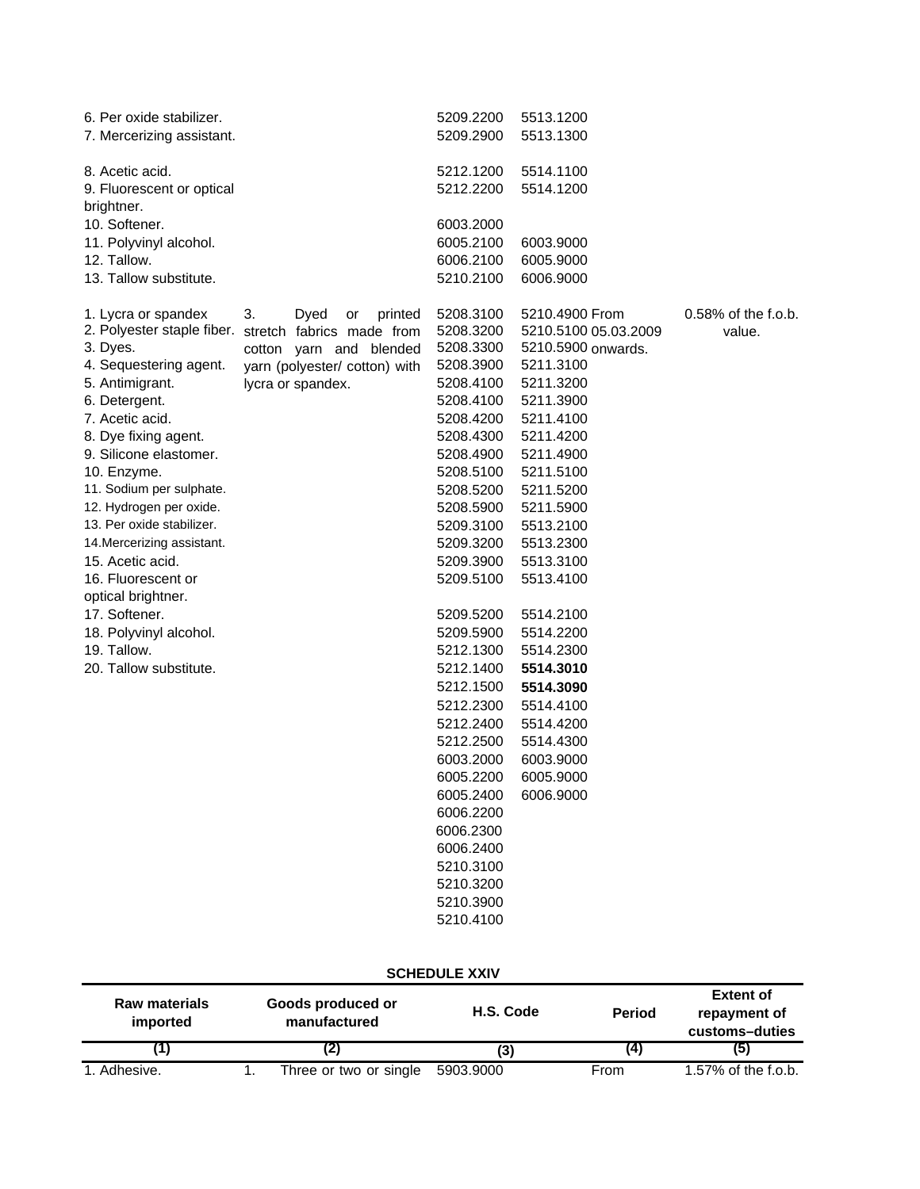| Raw materials imported | Goods produced or manufactured | H.S. Code | | Period | Extent of repayment of customs–duties |
|---|---|---|---|---|---|
| 6. Per oxide stabilizer. | | 5209.2200 | 5513.1200 | | |
| 7. Mercerizing assistant. | | 5209.2900 | 5513.1300 | | |
| 8. Acetic acid. | | 5212.1200 | 5514.1100 | | |
| 9. Fluorescent or optical brightner. | | 5212.2200 | 5514.1200 | | |
| 10. Softener. | | 6003.2000 | | | |
| 11. Polyvinyl alcohol. | | 6005.2100 | 6003.9000 | | |
| 12. Tallow. | | 6006.2100 | 6005.9000 | | |
| 13. Tallow substitute. | | 5210.2100 | 6006.9000 | | |
| 1. Lycra or spandex | 3. Dyed or printed stretch fabrics made from cotton yarn and blended yarn (polyester/ cotton) with lycra or spandex. | 5208.3100 | 5210.4900 | From 05.03.2009 onwards. | 0.58% of the f.o.b. value. |
| 2. Polyester staple fiber. | | 5208.3200 | 5210.5100 | | |
| 3. Dyes. | | 5208.3300 | 5210.5900 | | |
| 4. Sequestering agent. | | 5208.3900 | 5211.3100 | | |
| 5. Antimigrant. | | 5208.4100 | 5211.3200 | | |
| 6. Detergent. | | 5208.4200 | 5211.3900 | | |
| 7. Acetic acid. | | 5208.4300 | 5211.4100 | | |
| 8. Dye fixing agent. | | 5208.4900 | 5211.4200 | | |
| 9. Silicone elastomer. | | 5208.5100 | 5211.4900 | | |
| 10. Enzyme. | | 5208.5200 | 5211.5100 | | |
| 11. Sodium per sulphate. | | 5208.5900 | 5211.5200 | | |
| 12. Hydrogen per oxide. | | 5209.3100 | 5211.5900 | | |
| 13. Per oxide stabilizer. | | 5209.3200 | 5513.2100 | | |
| 14. Mercerizing assistant. | | 5209.3900 | 5513.2300 | | |
| 15. Acetic acid. | | 5209.5100 | 5513.3100 | | |
| 16. Fluorescent or optical brightner. | | 5209.5200 | 5513.4100 | | |
| 17. Softener. | | 5209.5900 | 5514.2100 | | |
| 18. Polyvinyl alcohol. | | 5212.1300 | 5514.2200 | | |
| 19. Tallow. | | 5212.1400 | 5514.2300 | | |
| 20. Tallow substitute. | | 5212.1500 | **5514.3010** | | |
| | | 5212.2300 | **5514.3090** | | |
| | | 5212.2400 | 5514.4100 | | |
| | | 5212.2500 | 5514.4200 | | |
| | | 6003.2000 | 5514.4300 | | |
| | | 6005.2200 | 6003.9000 | | |
| | | 6005.2400 | 6005.9000 | | |
| | | 6006.2200 | 6006.9000 | | |
| | | 6006.2300 | | | |
| | | 6006.2400 | | | |
| | | 5210.3100 | | | |
| | | 5210.3200 | | | |
| | | 5210.3900 | | | |
| | | 5210.4100 | | | |

**SCHEDULE XXIV**

| Raw materials imported | Goods produced or manufactured | H.S. Code | Period | Extent of repayment of customs–duties |
|---|---|---|---|---|
| (1) | (2) | (3) | (4) | (5) |
| 1. Adhesive. | 1. Three or two or single | 5903.9000 | From | 1.57% of the f.o.b. |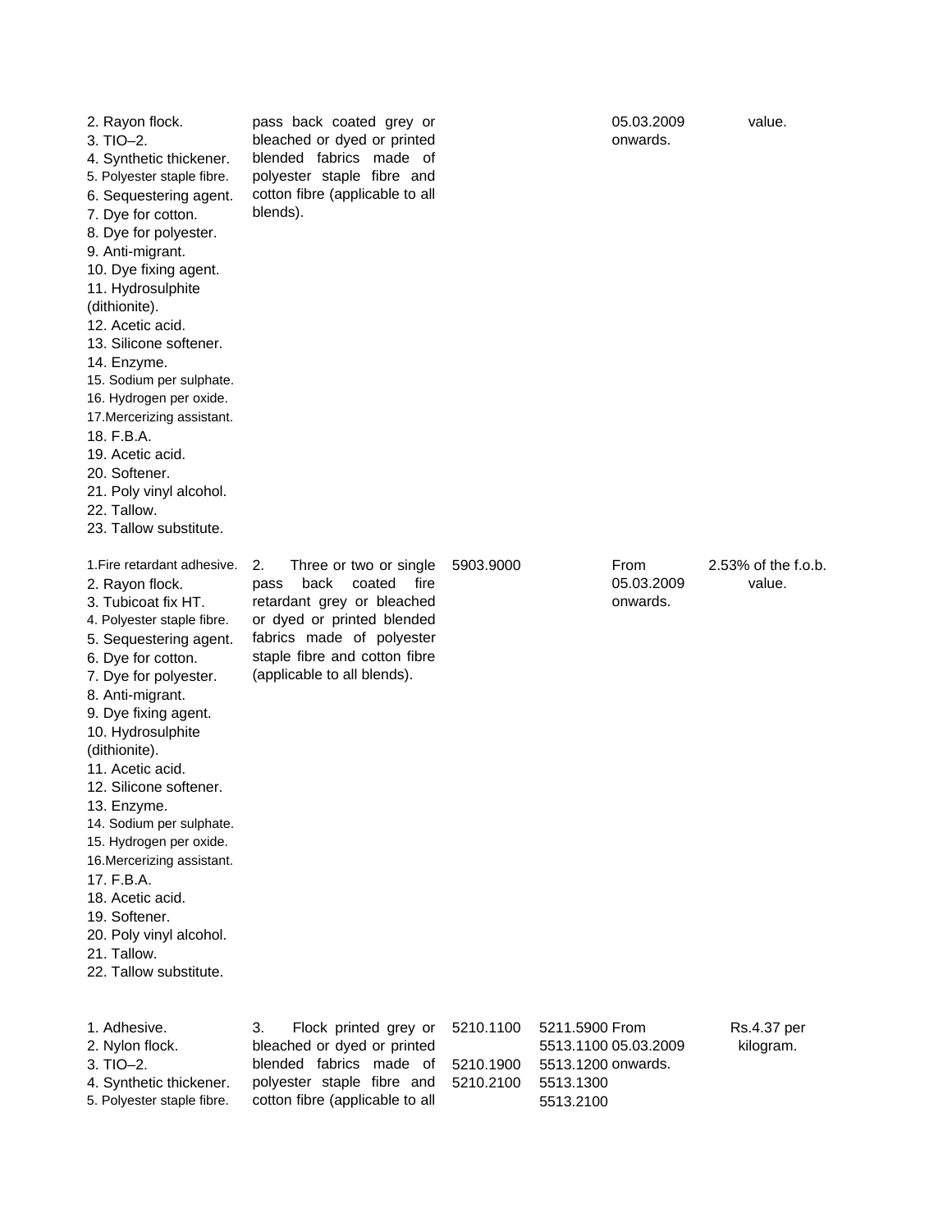| | | | | | |
|---|---|---|---|---|---|
| 2. Rayon flock.<br>3. TIO–2.<br>4. Synthetic thickener.<br>5. Polyester staple fibre.<br>6. Sequestering agent.<br>7. Dye for cotton.<br>8. Dye for polyester.<br>9. Anti-migrant.<br>10. Dye fixing agent.<br>11. Hydrosulphite (dithionite).<br>12. Acetic acid.<br>13. Silicone softener.<br>14. Enzyme.<br>15. Sodium per sulphate.<br>16. Hydrogen per oxide.<br>17.Mercerizing assistant.<br>18. F.B.A.<br>19. Acetic acid.<br>20. Softener.<br>21. Poly vinyl alcohol.<br>22. Tallow.<br>23. Tallow substitute. | pass back coated grey or bleached or dyed or printed blended fabrics made of polyester staple fibre and cotton fibre (applicable to all blends). | | | 05.03.2009 onwards. | value. |
| 1.Fire retardant adhesive.<br>2. Rayon flock.<br>3. Tubicoat fix HT.<br>4. Polyester staple fibre.<br>5. Sequestering agent.<br>6. Dye for cotton.<br>7. Dye for polyester.<br>8. Anti-migrant.<br>9. Dye fixing agent.<br>10. Hydrosulphite (dithionite).<br>11. Acetic acid.<br>12. Silicone softener.<br>13. Enzyme.<br>14. Sodium per sulphate.<br>15. Hydrogen per oxide.<br>16.Mercerizing assistant.<br>17. F.B.A.<br>18. Acetic acid.<br>19. Softener.<br>20. Poly vinyl alcohol.<br>21. Tallow.<br>22. Tallow substitute. | 2. Three or two or single pass back coated fire retardant grey or bleached or dyed or printed blended fabrics made of polyester staple fibre and cotton fibre (applicable to all blends). | 5903.9000 | | From 05.03.2009 onwards. | 2.53% of the f.o.b. value. |
| 1. Adhesive.<br>2. Nylon flock.<br>3. TIO–2.<br>4. Synthetic thickener.<br>5. Polyester staple fibre. | 3. Flock printed grey or bleached or dyed or printed blended fabrics made of polyester staple fibre and cotton fibre (applicable to all | 5210.1100<br>5210.1900<br>5210.2100 | 5211.5900<br>5513.1100<br>5513.1200<br>5513.1300<br>5513.2100 | From 05.03.2009 onwards. | Rs.4.37 per kilogram. |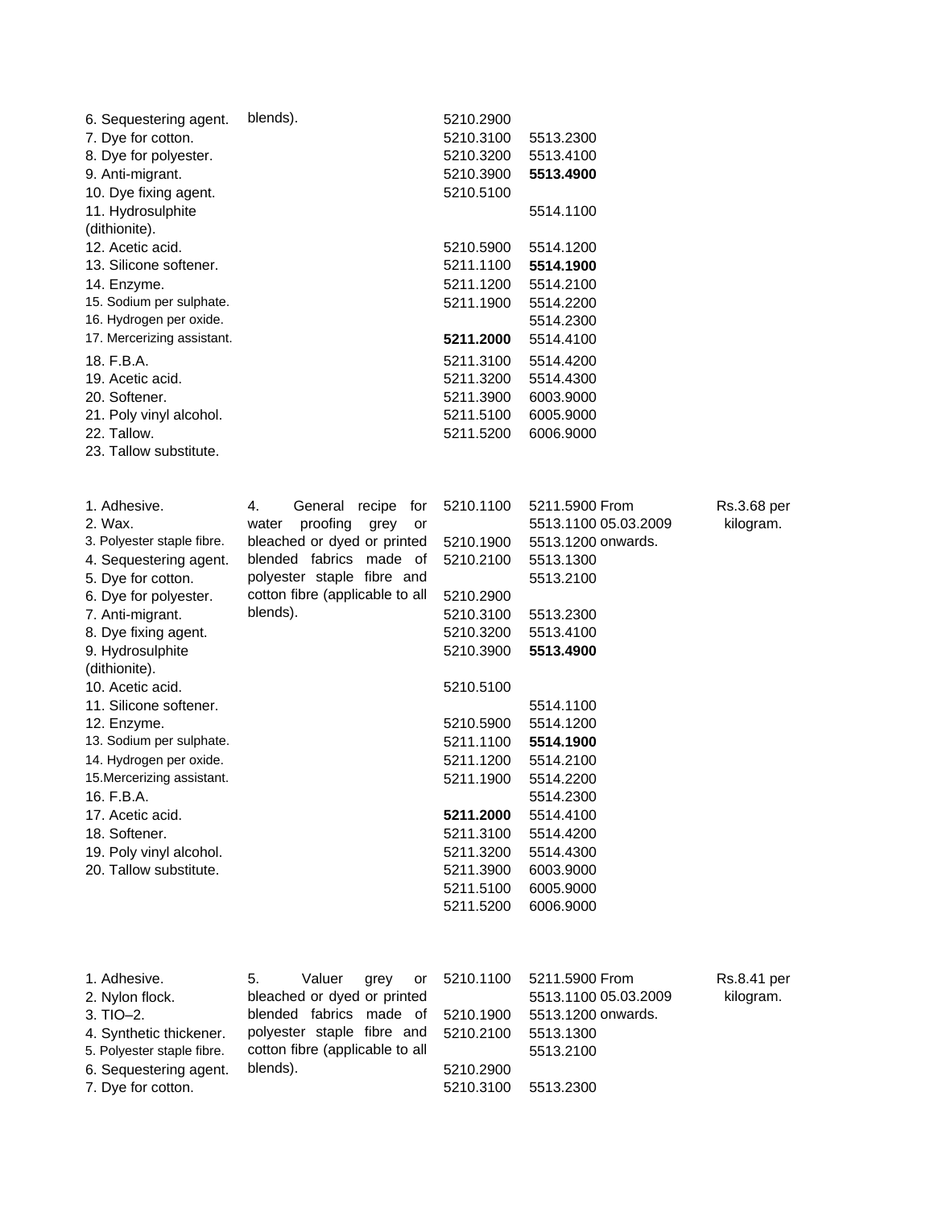| | | | | |
|---|---|---|---|---|
| 6. Sequestering agent.<br>7. Dye for cotton.<br>8. Dye for polyester.<br>9. Anti-migrant.<br>10. Dye fixing agent.<br>11. Hydrosulphite (dithionite).<br>12. Acetic acid.<br>13. Silicone softener.<br>14. Enzyme.<br>15. Sodium per sulphate.<br>16. Hydrogen per oxide.<br>17. Mercerizing assistant.<br>18. F.B.A.<br>19. Acetic acid.<br>20. Softener.<br>21. Poly vinyl alcohol.<br>22. Tallow.<br>23. Tallow substitute. | blends). | 5210.2900<br>5210.3100<br>5210.3200<br>5210.3900<br>5210.5100<br>5210.5900<br>5211.1100<br>5211.1200<br>5211.1900<br>**5211.2000**<br>5211.3100<br>5211.3200<br>5211.3900<br>5211.5100<br>5211.5200 | 5513.2300<br>5513.4100<br>**5513.4900**<br>5514.1100<br>5514.1200<br>**5514.1900**<br>5514.2100<br>5514.2200<br>5514.2300<br>5514.4100<br>5514.4200<br>5514.4300<br>6003.9000<br>6005.9000<br>6006.9000 | |
| 1. Adhesive.<br>2. Wax.<br>3. Polyester staple fibre.<br>4. Sequestering agent.<br>5. Dye for cotton.<br>6. Dye for polyester.<br>7. Anti-migrant.<br>8. Dye fixing agent.<br>9. Hydrosulphite (dithionite).<br>10. Acetic acid.<br>11. Silicone softener.<br>12. Enzyme.<br>13. Sodium per sulphate.<br>14. Hydrogen per oxide.<br>15.Mercerizing assistant.<br>16. F.B.A.<br>17. Acetic acid.<br>18. Softener.<br>19. Poly vinyl alcohol.<br>20. Tallow substitute. | 4. General recipe for water proofing grey or bleached or dyed or printed blended fabrics made of polyester staple fibre and cotton fibre (applicable to all blends). | 5210.1100<br>5210.1900<br>5210.2100<br>5210.2900<br>5210.3100<br>5210.3200<br>5210.3900<br>5210.5100<br>5210.5900<br>5211.1100<br>5211.1200<br>5211.1900<br>**5211.2000**<br>5211.3100<br>5211.3200<br>5211.3900<br>5211.5100<br>5211.5200 | 5211.5900 From<br>5513.1100 05.03.2009<br>5513.1200 onwards.<br>5513.1300<br>5513.2100<br>5513.2300<br>5513.4100<br>**5513.4900**<br>5514.1100<br>5514.1200<br>**5514.1900**<br>5514.2100<br>5514.2200<br>5514.2300<br>5514.4100<br>5514.4200<br>5514.4300<br>6003.9000<br>6005.9000<br>6006.9000 | Rs.3.68 per kilogram. |
| 1. Adhesive.<br>2. Nylon flock.<br>3. TIO–2.<br>4. Synthetic thickener.<br>5. Polyester staple fibre.<br>6. Sequestering agent.<br>7. Dye for cotton. | 5. Valuer grey or bleached or dyed or printed blended fabrics made of polyester staple fibre and cotton fibre (applicable to all blends). | 5210.1100<br>5210.1900<br>5210.2100<br>5210.2900<br>5210.3100 | 5211.5900 From<br>5513.1100 05.03.2009<br>5513.1200 onwards.<br>5513.1300<br>5513.2100<br>5513.2300 | Rs.8.41 per kilogram. |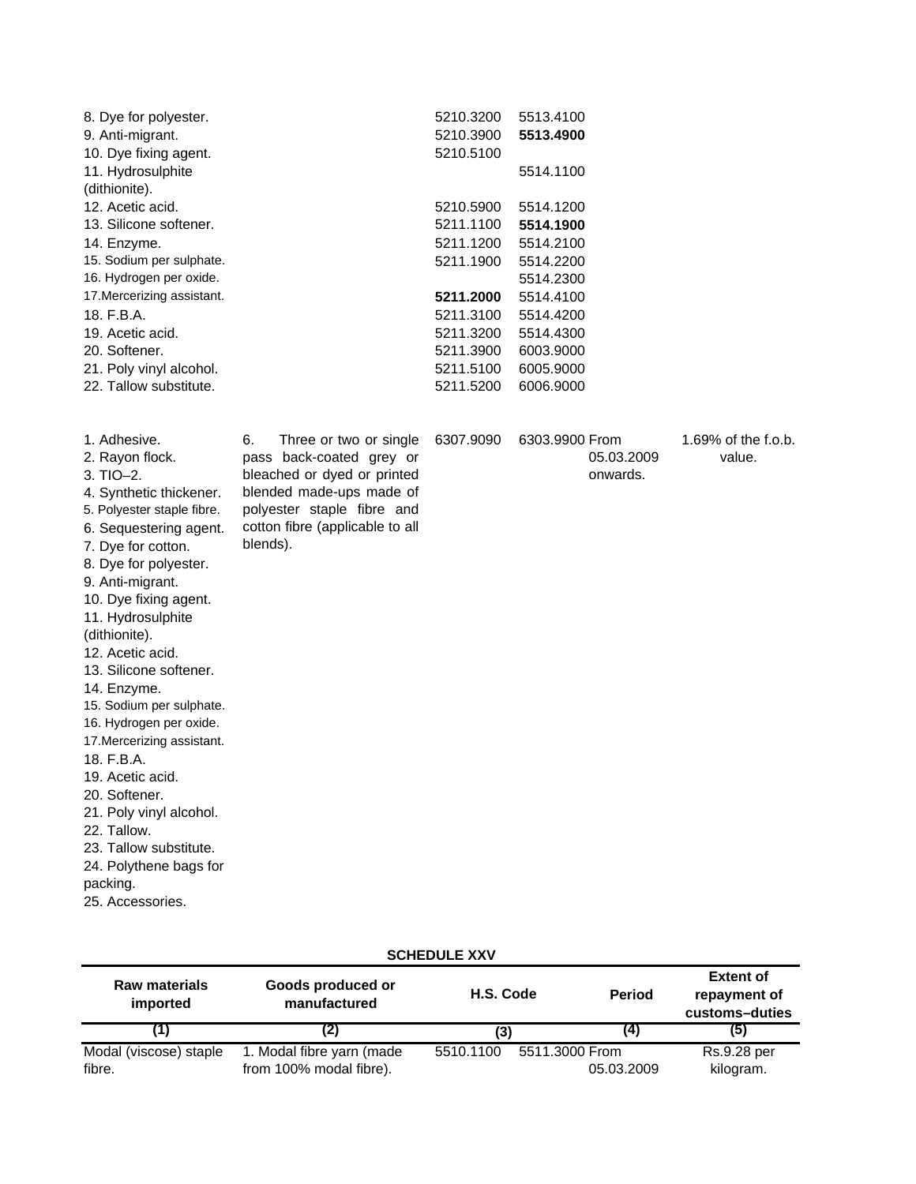| Raw materials imported | Goods produced or manufactured | H.S. Code | | Period | Extent of repayment of customs–duties |
|---|---|---|---|---|---|
| 8. Dye for polyester. | | 5210.3200 | 5513.4100 | | |
| 9. Anti-migrant. | | 5210.3900 | **5513.4900** | | |
| 10. Dye fixing agent. | | 5210.5100 | | | |
| 11. Hydrosulphite (dithionite). | | | 5514.1100 | | |
| 12. Acetic acid. | | 5210.5900 | 5514.1200 | | |
| 13. Silicone softener. | | 5211.1100 | **5514.1900** | | |
| 14. Enzyme. | | 5211.1200 | 5514.2100 | | |
| 15. Sodium per sulphate. | | 5211.1900 | 5514.2200 | | |
| 16. Hydrogen per oxide. | | | 5514.2300 | | |
| 17.Mercerizing assistant. | | **5211.2000** | 5514.4100 | | |
| 18. F.B.A. | | 5211.3100 | 5514.4200 | | |
| 19. Acetic acid. | | 5211.3200 | 5514.4300 | | |
| 20. Softener. | | 5211.3900 | 6003.9000 | | |
| 21. Poly vinyl alcohol. | | 5211.5100 | 6005.9000 | | |
| 22. Tallow substitute. | | 5211.5200 | 6006.9000 | | |
| 1. Adhesive.<br>2. Rayon flock.<br>3. TIO–2.<br>4. Synthetic thickener.<br>5. Polyester staple fibre.<br>6. Sequestering agent.<br>7. Dye for cotton.<br>8. Dye for polyester.<br>9. Anti-migrant.<br>10. Dye fixing agent.<br>11. Hydrosulphite (dithionite).<br>12. Acetic acid.<br>13. Silicone softener.<br>14. Enzyme.<br>15. Sodium per sulphate.<br>16. Hydrogen per oxide.<br>17.Mercerizing assistant.<br>18. F.B.A.<br>19. Acetic acid.<br>20. Softener.<br>21. Poly vinyl alcohol.<br>22. Tallow.<br>23. Tallow substitute.<br>24. Polythene bags for packing.<br>25. Accessories. | 6. Three or two or single pass back-coated grey or bleached or dyed or printed blended made-ups made of polyester staple fibre and cotton fibre (applicable to all blends). | 6307.9090 | 6303.9900 | From 05.03.2009 onwards. | 1.69% of the f.o.b. value. |

**SCHEDULE XXV**

| Raw materials imported | Goods produced or manufactured | H.S. Code | | Period | Extent of repayment of customs–duties |
|---|---|---|---|---|---|
| (1) | (2) | (3) | | (4) | (5) |
| Modal (viscose) staple fibre. | 1. Modal fibre yarn (made from 100% modal fibre). | 5510.1100 | 5511.3000 | From 05.03.2009 | Rs.9.28 per kilogram. |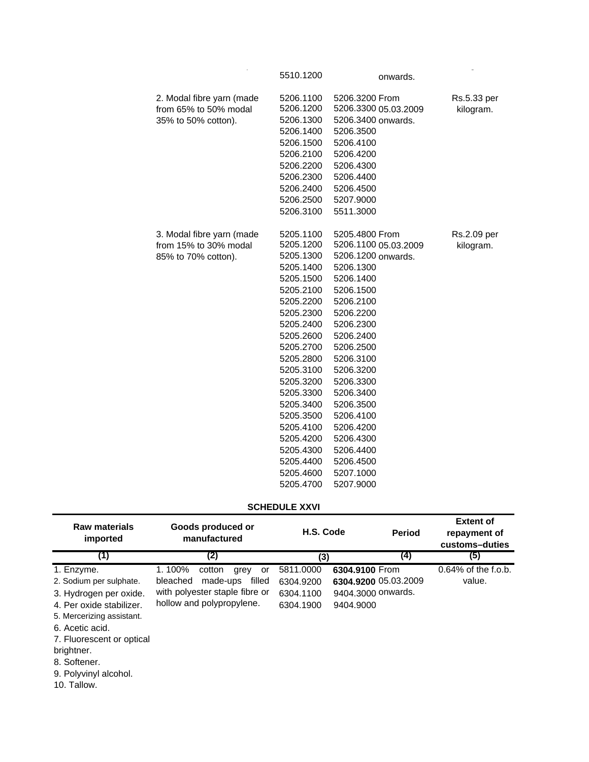| | | | | |
|---|---|---|---|---|
| | | 5510.1200 | onwards. | |
| | 2. Modal fibre yarn (made from 65% to 50% modal 35% to 50% cotton). | 5206.1100 5206.3200<br>5206.1200 5206.3300<br>5206.1300 5206.3400<br>5206.1400 5206.3500<br>5206.1500 5206.4100<br>5206.2100 5206.4200<br>5206.2200 5206.4300<br>5206.2300 5206.4400<br>5206.2400 5206.4500<br>5206.2500 5207.9000<br>5206.3100 5511.3000 | From 05.03.2009 onwards. | Rs.5.33 per kilogram. |
| | 3. Modal fibre yarn (made from 15% to 30% modal 85% to 70% cotton). | 5205.1100 5205.4800<br>5205.1200 5206.1100<br>5205.1300 5206.1200<br>5205.1400 5206.1300<br>5205.1500 5206.1400<br>5205.2100 5206.1500<br>5205.2200 5206.2100<br>5205.2300 5206.2200<br>5205.2400 5206.2300<br>5205.2600 5206.2400<br>5205.2700 5206.2500<br>5205.2800 5206.3100<br>5205.3100 5206.3200<br>5205.3200 5206.3300<br>5205.3300 5206.3400<br>5205.3400 5206.3500<br>5205.3500 5206.4100<br>5205.4100 5206.4200<br>5205.4200 5206.4300<br>5205.4300 5206.4400<br>5205.4400 5206.4500<br>5205.4600 5207.1000<br>5205.4700 5207.9000 | From 05.03.2009 onwards. | Rs.2.09 per kilogram. |

**SCHEDULE XXVI**

| Raw materials imported | Goods produced or manufactured | H.S. Code | Period | Extent of repayment of customs–duties |
|---|---|---|---|---|
| (1) | (2) | (3) | (4) | (5) |
| 1. Enzyme.<br>2. Sodium per sulphate.<br>3. Hydrogen per oxide.<br>4. Per oxide stabilizer.<br>5. Mercerizing assistant.<br>6. Acetic acid.<br>7. Fluorescent or optical brightner.<br>8. Softener.<br>9. Polyvinyl alcohol.<br>10. Tallow. | 1. 100% cotton grey or bleached made-ups filled with polyester staple fibre or hollow and polypropylene. | 5811.0000 **6304.9100**<br>6304.9200 **6304.9200**<br>6304.1100 9404.3000<br>6304.1900 9404.9000 | From 05.03.2009 onwards. | 0.64% of the f.o.b. value. |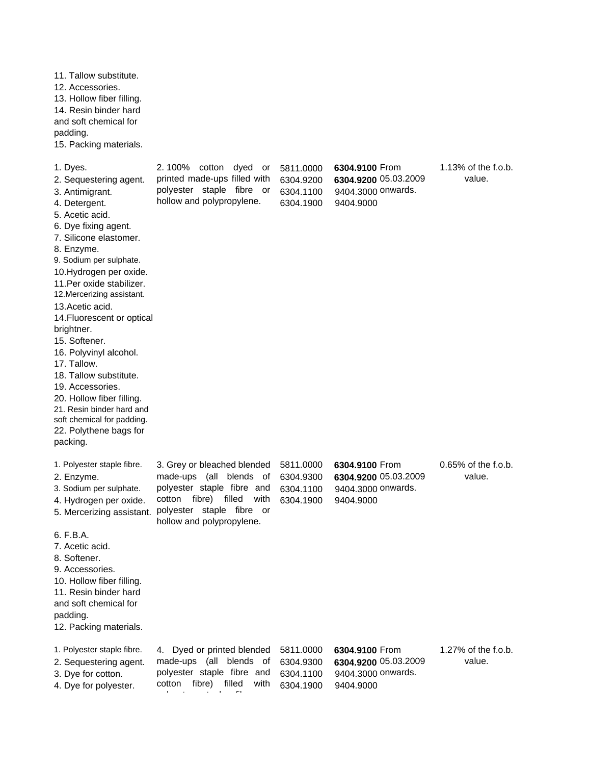| | | | | | |
|---|---|---|---|---|---|
| 11. Tallow substitute.<br>12. Accessories.<br>13. Hollow fiber filling.<br>14. Resin binder hard and soft chemical for padding.<br>15. Packing materials. | | | | | |
| 1. Dyes.<br>2. Sequestering agent.<br>3. Antimigrant.<br>4. Detergent.<br>5. Acetic acid.<br>6. Dye fixing agent.<br>7. Silicone elastomer.<br>8. Enzyme.<br>9. Sodium per sulphate.<br>10.Hydrogen per oxide.<br>11.Per oxide stabilizer.<br>12.Mercerizing assistant.<br>13.Acetic acid.<br>14.Fluorescent or optical brightner.<br>15. Softener.<br>16. Polyvinyl alcohol.<br>17. Tallow.<br>18. Tallow substitute.<br>19. Accessories.<br>20. Hollow fiber filling.<br>21. Resin binder hard and soft chemical for padding.<br>22. Polythene bags for packing. | 2. 100% cotton dyed or printed made-ups filled with polyester staple fibre or hollow and polypropylene. | 5811.0000<br>6304.9200<br>6304.1100<br>6304.1900 | **6304.9100**<br>**6304.9200**<br>9404.3000<br>9404.9000 | From 05.03.2009 onwards. | 1.13% of the f.o.b. value. |
| 1. Polyester staple fibre.<br>2. Enzyme.<br>3. Sodium per sulphate.<br>4. Hydrogen per oxide.<br>5. Mercerizing assistant.<br>6. F.B.A.<br>7. Acetic acid.<br>8. Softener.<br>9. Accessories.<br>10. Hollow fiber filling.<br>11. Resin binder hard and soft chemical for padding.<br>12. Packing materials. | 3. Grey or bleached blended made-ups (all blends of polyester staple fibre and cotton fibre) filled with polyester staple fibre or hollow and polypropylene. | 5811.0000<br>6304.9300<br>6304.1100<br>6304.1900 | **6304.9100**<br>**6304.9200**<br>9404.3000<br>9404.9000 | From 05.03.2009 onwards. | 0.65% of the f.o.b. value. |
| 1. Polyester staple fibre.<br>2. Sequestering agent.<br>3. Dye for cotton.<br>4. Dye for polyester. | 4. Dyed or printed blended made-ups (all blends of polyester staple fibre and cotton fibre) filled with | 5811.0000<br>6304.9300<br>6304.1100<br>6304.1900 | **6304.9100**<br>**6304.9200**<br>9404.3000<br>9404.9000 | From 05.03.2009 onwards. | 1.27% of the f.o.b. value. |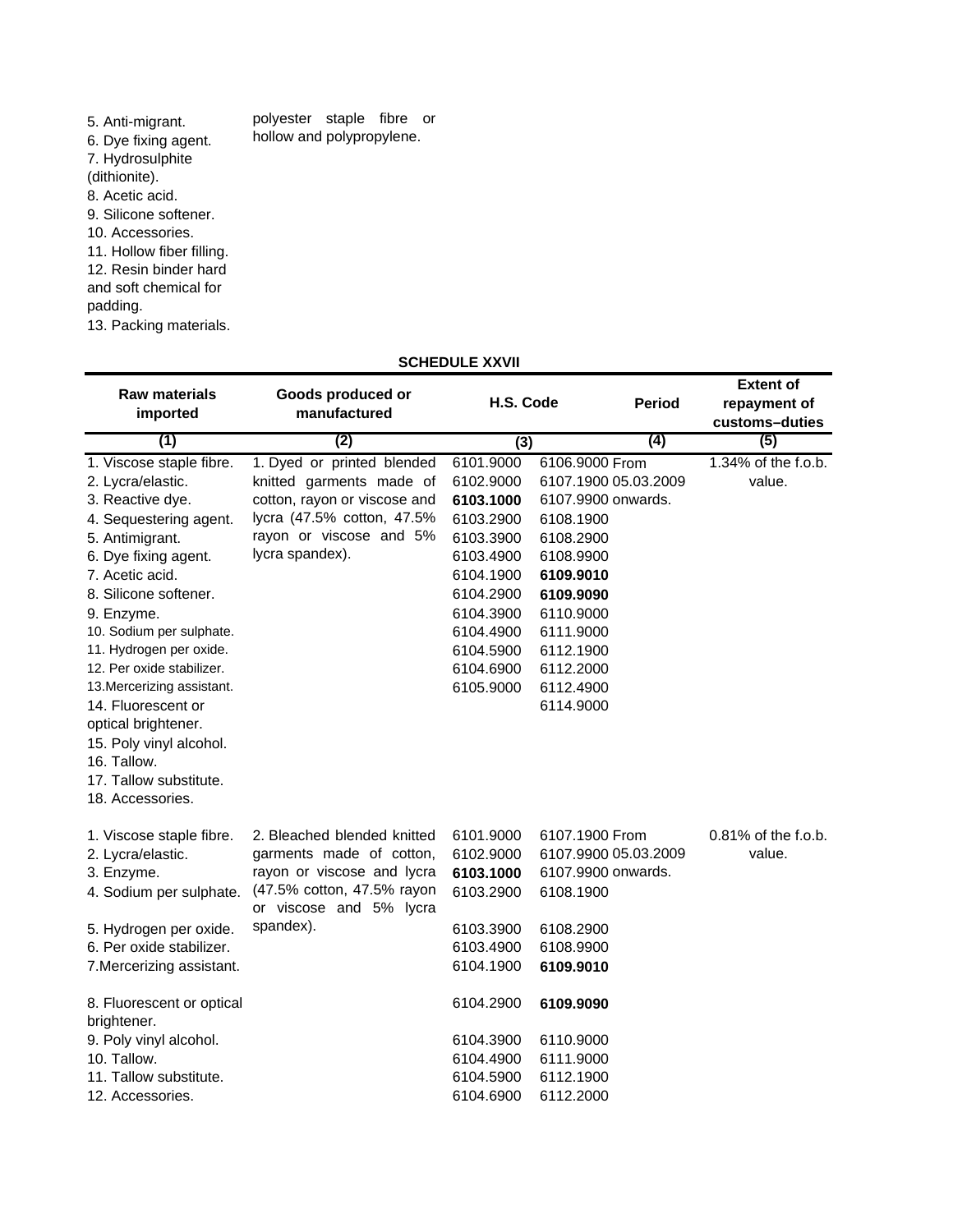| | | | | |
|---|---|---|---|---|
| 5. Anti-migrant.<br>6. Dye fixing agent.<br>7. Hydrosulphite (dithionite).<br>8. Acetic acid.<br>9. Silicone softener.<br>10. Accessories.<br>11. Hollow fiber filling.<br>12. Resin binder hard and soft chemical for padding.<br>13. Packing materials. | polyester staple fibre or hollow and polypropylene. | | | |

**SCHEDULE XXVII**

| Raw materials imported | Goods produced or manufactured | H.S. Code | | Period | Extent of repayment of customs–duties |
|---|---|---|---|---|---|
| (1) | (2) | (3) | | (4) | (5) |
| 1. Viscose staple fibre.<br>2. Lycra/elastic.<br>3. Reactive dye.<br>4. Sequestering agent.<br>5. Antimigrant.<br>6. Dye fixing agent.<br>7. Acetic acid.<br>8. Silicone softener.<br>9. Enzyme.<br>10. Sodium per sulphate.<br>11. Hydrogen per oxide.<br>12. Per oxide stabilizer.<br>13.Mercerizing assistant.<br>14. Fluorescent or optical brightener.<br>15. Poly vinyl alcohol.<br>16. Tallow.<br>17. Tallow substitute.<br>18. Accessories. | 1. Dyed or printed blended knitted garments made of cotton, rayon or viscose and lycra (47.5% cotton, 47.5% rayon or viscose and 5% lycra spandex). | 6101.9000<br>6102.9000<br>**6103.1000**<br>6103.2900<br>6103.3900<br>6103.4900<br>6104.1900<br>6104.2900<br>6104.3900<br>6104.4900<br>6104.5900<br>6104.6900<br>6105.9000 | 6106.9000<br>6107.1900<br>6107.9900<br>6108.1900<br>6108.2900<br>6108.9900<br>**6109.9010**<br>**6109.9090**<br>6110.9000<br>6111.9000<br>6112.1900<br>6112.2000<br>6112.4900<br>6114.9000 | From 05.03.2009 onwards. | 1.34% of the f.o.b. value. |
| 1. Viscose staple fibre.<br>2. Lycra/elastic.<br>3. Enzyme.<br>4. Sodium per sulphate.<br>5. Hydrogen per oxide.<br>6. Per oxide stabilizer.<br>7.Mercerizing assistant.<br>8. Fluorescent or optical brightener.<br>9. Poly vinyl alcohol.<br>10. Tallow.<br>11. Tallow substitute.<br>12. Accessories. | 2. Bleached blended knitted garments made of cotton, rayon or viscose and lycra (47.5% cotton, 47.5% rayon or viscose and 5% lycra spandex). | 6101.9000<br>6102.9000<br>**6103.1000**<br>6103.2900<br>6103.3900<br>6103.4900<br>6104.1900<br>6104.2900<br>6104.3900<br>6104.4900<br>6104.5900<br>6104.6900 | 6107.1900<br>6107.9900<br>6107.9900<br>6108.1900<br>6108.2900<br>6108.9900<br>**6109.9010**<br>**6109.9090**<br>6110.9000<br>6111.9000<br>6112.1900<br>6112.2000 | From 05.03.2009 onwards. | 0.81% of the f.o.b. value. |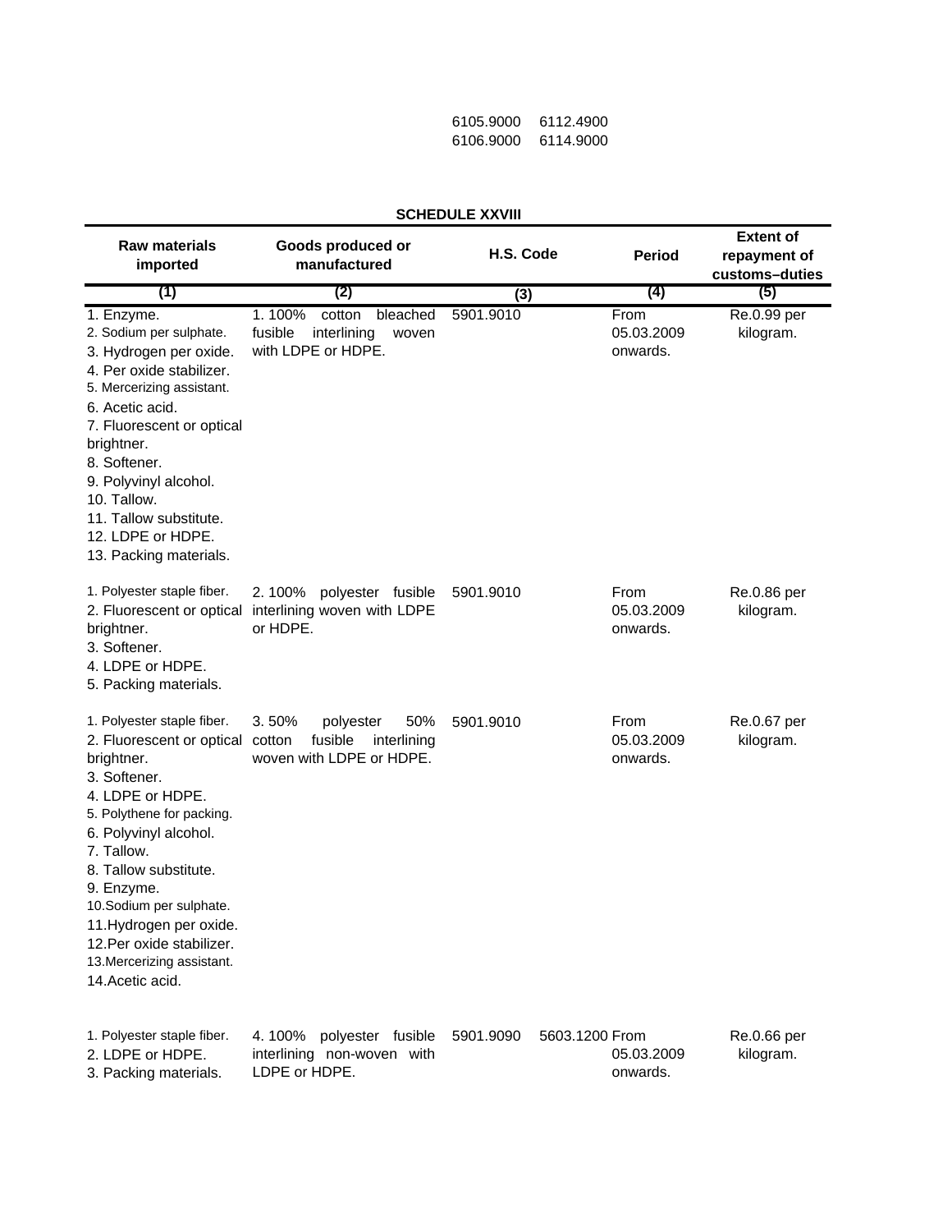| | |
|---|---|
| 6105.9000 | 6112.4900 |
| 6106.9000 | 6114.9000 |

**SCHEDULE XXVIII**

| Raw materials imported | Goods produced or manufactured | H.S. Code | Period | Extent of repayment of customs–duties |
|---|---|---|---|---|
| (1) | (2) | (3) | (4) | (5) |
| 1. Enzyme.<br>2. Sodium per sulphate.<br>3. Hydrogen per oxide.<br>4. Per oxide stabilizer.<br>5. Mercerizing assistant.<br>6. Acetic acid.<br>7. Fluorescent or optical brightner.<br>8. Softener.<br>9. Polyvinyl alcohol.<br>10. Tallow.<br>11. Tallow substitute.<br>12. LDPE or HDPE.<br>13. Packing materials. | 1. 100% cotton bleached fusible interlining woven with LDPE or HDPE. | 5901.9010 | From 05.03.2009 onwards. | Re.0.99 per kilogram. |
| 1. Polyester staple fiber.<br>2. Fluorescent or optical brightner.<br>3. Softener.<br>4. LDPE or HDPE.<br>5. Packing materials. | 2. 100% polyester fusible interlining woven with LDPE or HDPE. | 5901.9010 | From 05.03.2009 onwards. | Re.0.86 per kilogram. |
| 1. Polyester staple fiber.<br>2. Fluorescent or optical brightner.<br>3. Softener.<br>4. LDPE or HDPE.<br>5. Polythene for packing.<br>6. Polyvinyl alcohol.<br>7. Tallow.<br>8. Tallow substitute.<br>9. Enzyme.<br>10.Sodium per sulphate.<br>11.Hydrogen per oxide.<br>12.Per oxide stabilizer.<br>13.Mercerizing assistant.<br>14.Acetic acid. | 3. 50% polyester 50% cotton fusible interlining woven with LDPE or HDPE. | 5901.9010 | From 05.03.2009 onwards. | Re.0.67 per kilogram. |
| 1. Polyester staple fiber.<br>2. LDPE or HDPE.<br>3. Packing materials. | 4. 100% polyester fusible interlining non-woven with LDPE or HDPE. | 5901.9090 5603.1200 | From 05.03.2009 onwards. | Re.0.66 per kilogram. |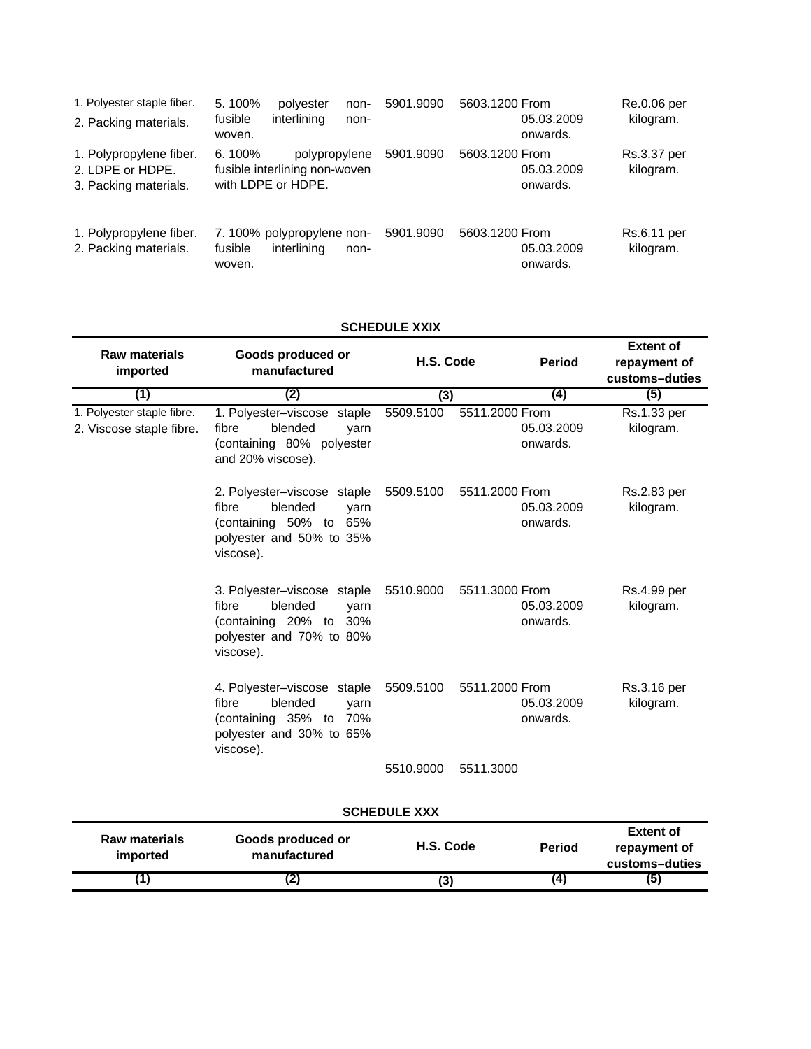| Raw materials imported | Goods produced or manufactured | H.S. Code | | Period | Extent of repayment of customs–duties |
|---|---|---|---|---|---|
| 1. Polyester staple fiber.<br>2. Packing materials. | 5. 100% polyester non-fusible interlining non-woven. | 5901.9090 | 5603.1200 | From 05.03.2009 onwards. | Re.0.06 per kilogram. |
| 1. Polypropylene fiber.<br>2. LDPE or HDPE.<br>3. Packing materials. | 6. 100% polypropylene fusible interlining non-woven with LDPE or HDPE. | 5901.9090 | 5603.1200 | From 05.03.2009 onwards. | Rs.3.37 per kilogram. |
| 1. Polypropylene fiber.<br>2. Packing materials. | 7. 100% polypropylene non-fusible interlining non-woven. | 5901.9090 | 5603.1200 | From 05.03.2009 onwards. | Rs.6.11 per kilogram. |

**SCHEDULE XXIX**

| Raw materials imported | Goods produced or manufactured | H.S. Code | | Period | Extent of repayment of customs–duties |
|---|---|---|---|---|---|
| (1) | (2) | (3) | | (4) | (5) |
| 1. Polyester staple fibre.<br>2. Viscose staple fibre. | 1. Polyester–viscose staple fibre blended yarn (containing 80% polyester and 20% viscose). | 5509.5100 | 5511.2000 | From 05.03.2009 onwards. | Rs.1.33 per kilogram. |
| | 2. Polyester–viscose staple fibre blended yarn (containing 50% to 65% polyester and 50% to 35% viscose). | 5509.5100 | 5511.2000 | From 05.03.2009 onwards. | Rs.2.83 per kilogram. |
| | 3. Polyester–viscose staple fibre blended yarn (containing 20% to 30% polyester and 70% to 80% viscose). | 5510.9000 | 5511.3000 | From 05.03.2009 onwards. | Rs.4.99 per kilogram. |
| | 4. Polyester–viscose staple fibre blended yarn (containing 35% to 70% polyester and 30% to 65% viscose). | 5509.5100 | 5511.2000 | From 05.03.2009 onwards. | Rs.3.16 per kilogram. |
| | | 5510.9000 | 5511.3000 | | |

**SCHEDULE XXX**

| Raw materials imported | Goods produced or manufactured | H.S. Code | Period | Extent of repayment of customs–duties |
|---|---|---|---|---|
| (1) | (2) | (3) | (4) | (5) |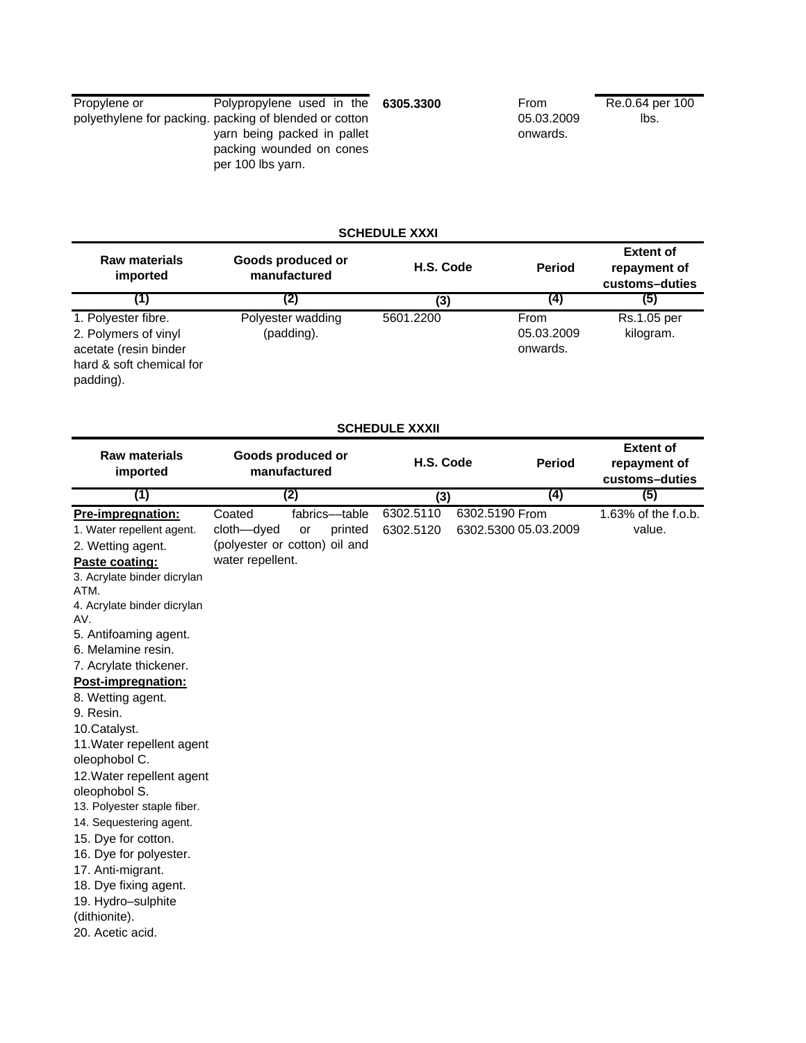| | | | | |
|---|---|---|---|---|
| Propylene or polyethylene for packing. | Polypropylene used in the packing of blended or cotton yarn being packed in pallet packing wounded on cones per 100 lbs yarn. | **6305.3300** | From 05.03.2009 onwards. | Re.0.64 per 100 lbs. |

**SCHEDULE XXXI**

| Raw materials imported | Goods produced or manufactured | H.S. Code | Period | Extent of repayment of customs–duties |
|---|---|---|---|---|
| (1) | (2) | (3) | (4) | (5) |
| 1. Polyester fibre.<br>2. Polymers of vinyl acetate (resin binder hard & soft chemical for padding). | Polyester wadding (padding). | 5601.2200 | From 05.03.2009 onwards. | Rs.1.05 per kilogram. |

**SCHEDULE XXXII**

| Raw materials imported | Goods produced or manufactured | H.S. Code | Period | Extent of repayment of customs–duties |
|---|---|---|---|---|
| (1) | (2) | (3) | (4) | (5) |
| **Pre-impregnation:**<br>1. Water repellent agent.<br>2. Wetting agent.<br>**Paste coating:**<br>3. Acrylate binder dicrylan ATM.<br>4. Acrylate binder dicrylan AV.<br>5. Antifoaming agent.<br>6. Melamine resin.<br>7. Acrylate thickener.<br>**Post-impregnation:**<br>8. Wetting agent.<br>9. Resin.<br>10.Catalyst.<br>11.Water repellent agent oleophobol C.<br>12.Water repellent agent oleophobol S.<br>13. Polyester staple fiber.<br>14. Sequestering agent.<br>15. Dye for cotton.<br>16. Dye for polyester.<br>17. Anti-migrant.<br>18. Dye fixing agent.<br>19. Hydro–sulphite (dithionite).<br>20. Acetic acid. | Coated fabrics—table cloth—dyed or printed (polyester or cotton) oil and water repellent. | 6302.5110 6302.5190<br>6302.5120 6302.5300 | From 05.03.2009 | 1.63% of the f.o.b. value. |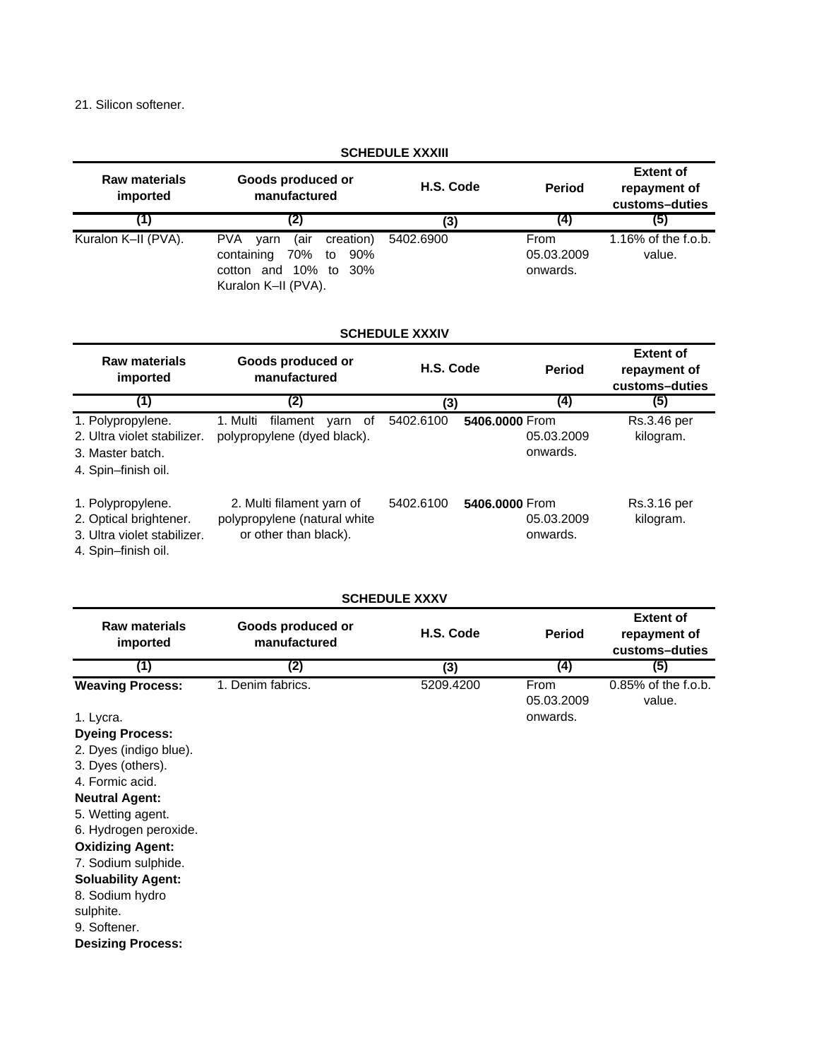21. Silicon softener.

**SCHEDULE XXXIII**

| Raw materials imported | Goods produced or manufactured | H.S. Code | Period | Extent of repayment of customs–duties |
|---|---|---|---|---|
| (1) | (2) | (3) | (4) | (5) |
| Kuralon K–II (PVA). | PVA yarn (air creation) containing 70% to 90% cotton and 10% to 30% Kuralon K–II (PVA). | 5402.6900 | From 05.03.2009 onwards. | 1.16% of the f.o.b. value. |

**SCHEDULE XXXIV**

| Raw materials imported | Goods produced or manufactured | H.S. Code | Period | Extent of repayment of customs–duties |
|---|---|---|---|---|
| (1) | (2) | (3) | (4) | (5) |
| 1. Polypropylene.<br>2. Ultra violet stabilizer.<br>3. Master batch.<br>4. Spin–finish oil. | 1. Multi filament yarn of polypropylene (dyed black). | 5402.6100 **5406.0000** | From 05.03.2009 onwards. | Rs.3.46 per kilogram. |
| 1. Polypropylene.<br>2. Optical brightener.<br>3. Ultra violet stabilizer.<br>4. Spin–finish oil. | 2. Multi filament yarn of polypropylene (natural white or other than black). | 5402.6100 **5406.0000** | From 05.03.2009 onwards. | Rs.3.16 per kilogram. |

**SCHEDULE XXXV**

| Raw materials imported | Goods produced or manufactured | H.S. Code | Period | Extent of repayment of customs–duties |
|---|---|---|---|---|
| (1) | (2) | (3) | (4) | (5) |
| **Weaving Process:**<br>1. Lycra.<br>**Dyeing Process:**<br>2. Dyes (indigo blue).<br>3. Dyes (others).<br>4. Formic acid.<br>**Neutral Agent:**<br>5. Wetting agent.<br>6. Hydrogen peroxide.<br>**Oxidizing Agent:**<br>7. Sodium sulphide.<br>**Soluability Agent:**<br>8. Sodium hydro sulphite.<br>9. Softener.<br>**Desizing Process:** | 1. Denim fabrics. | 5209.4200 | From 05.03.2009 onwards. | 0.85% of the f.o.b. value. |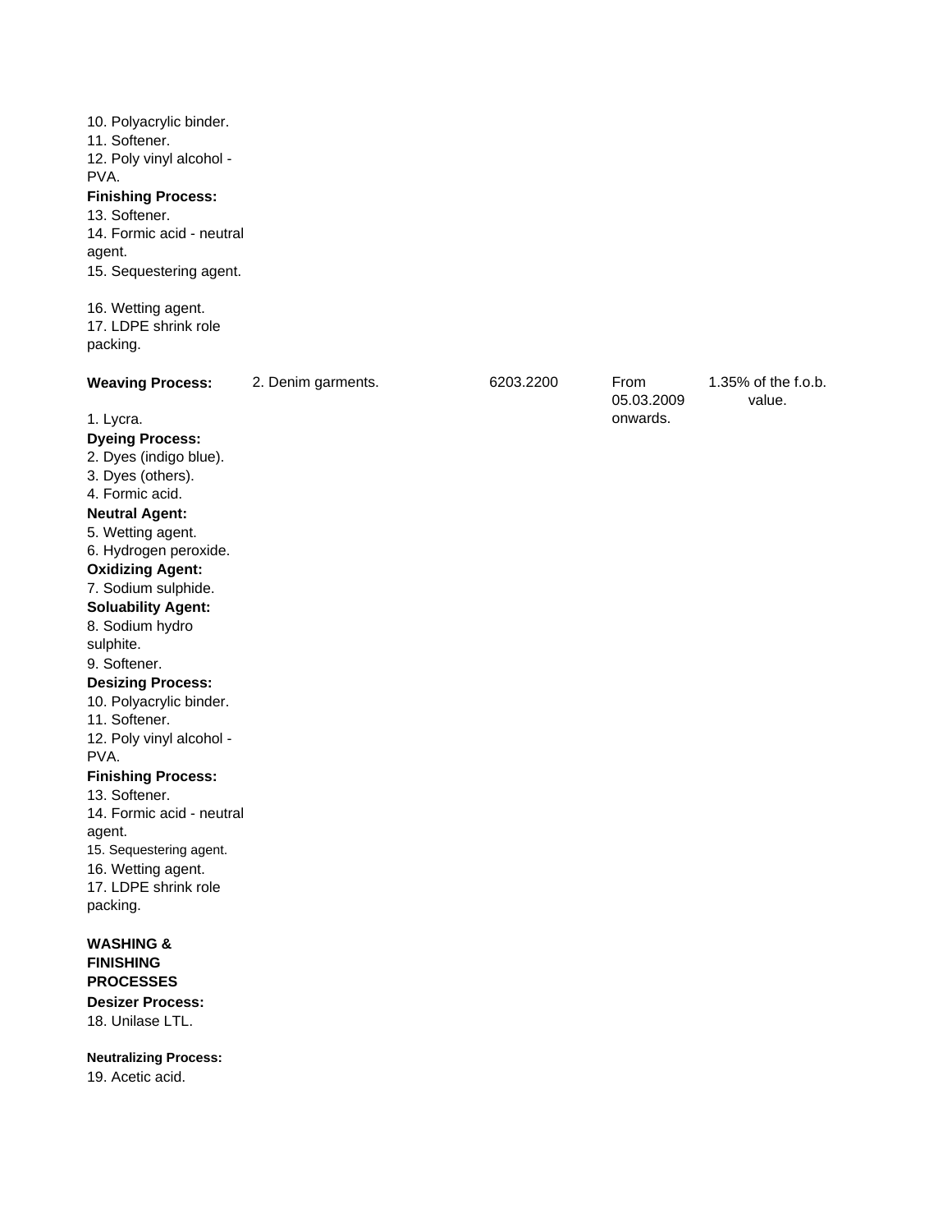| | | | | |
|---|---|---|---|---|
| 10. Polyacrylic binder.<br>11. Softener.<br>12. Poly vinyl alcohol - PVA.<br>**Finishing Process:**<br>13. Softener.<br>14. Formic acid - neutral agent.<br>15. Sequestering agent.<br><br>16. Wetting agent.<br>17. LDPE shrink role packing. | | | | |
| **Weaving Process:**<br><br>1. Lycra.<br>**Dyeing Process:**<br>2. Dyes (indigo blue).<br>3. Dyes (others).<br>4. Formic acid.<br>**Neutral Agent:**<br>5. Wetting agent.<br>6. Hydrogen peroxide.<br>**Oxidizing Agent:**<br>7. Sodium sulphide.<br>**Soluability Agent:**<br>8. Sodium hydro sulphite.<br>9. Softener.<br>**Desizing Process:**<br>10. Polyacrylic binder.<br>11. Softener.<br>12. Poly vinyl alcohol - PVA.<br>**Finishing Process:**<br>13. Softener.<br>14. Formic acid - neutral agent.<br>15. Sequestering agent.<br>16. Wetting agent.<br>17. LDPE shrink role packing.<br><br>**WASHING & FINISHING PROCESSES**<br>**Desizer Process:**<br>18. Unilase LTL.<br><br>**Neutralizing Process:**<br>19. Acetic acid. | 2. Denim garments. | 6203.2200 | From 05.03.2009 onwards. | 1.35% of the f.o.b. value. |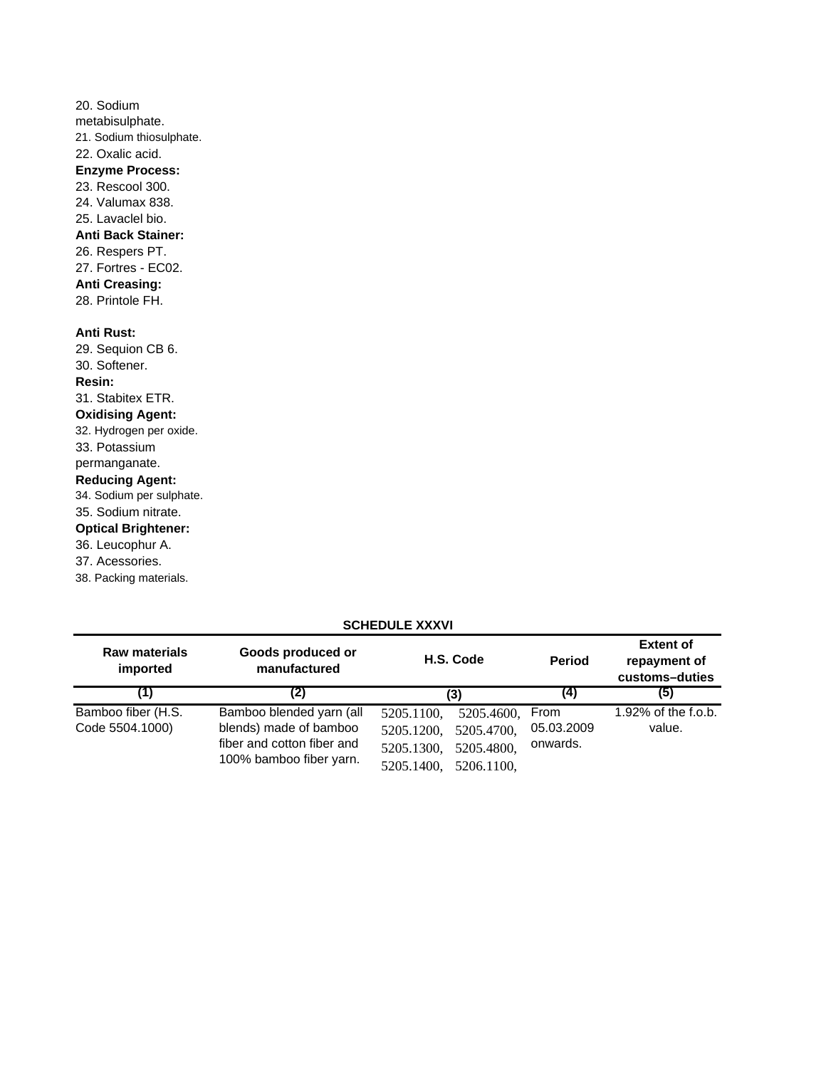20. Sodium metabisulphate.
21. Sodium thiosulphate.
22. Oxalic acid.

**Enzyme Process:**

23. Rescool 300.
24. Valumax 838.
25. Lavaclel bio.

**Anti Back Stainer:**

26. Respers PT.
27. Fortres - EC02.

**Anti Creasing:**

28. Printole FH.

**Anti Rust:**

29. Sequion CB 6.
30. Softener.

**Resin:**

31. Stabitex ETR.

**Oxidising Agent:**

32. Hydrogen per oxide.
33. Potassium permanganate.

**Reducing Agent:**

34. Sodium per sulphate.
35. Sodium nitrate.

**Optical Brightener:**

36. Leucophur A.
37. Acessories.
38. Packing materials.

**SCHEDULE XXXVI**

| Raw materials imported | Goods produced or manufactured | H.S. Code | Period | Extent of repayment of customs–duties |
|---|---|---|---|---|
| (1) | (2) | (3) | (4) | (5) |
| Bamboo fiber (H.S. Code 5504.1000) | Bamboo blended yarn (all blends) made of bamboo fiber and cotton fiber and 100% bamboo fiber yarn. | 5205.1100, 5205.4600, 5205.1200, 5205.4700, 5205.1300, 5205.4800, 5205.1400, 5206.1100, | From 05.03.2009 onwards. | 1.92% of the f.o.b. value. |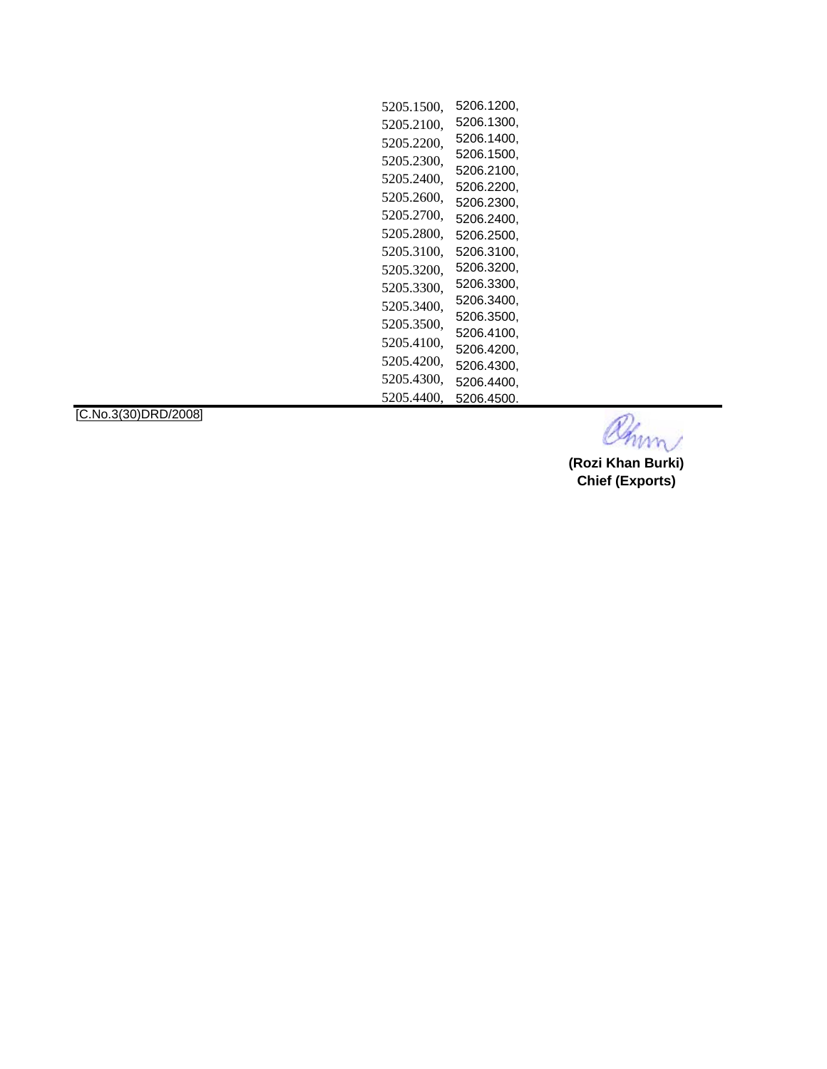| | |
|---|---|
| 5205.1500, | 5206.1200, |
| 5205.2100, | 5206.1300, |
| 5205.2200, | 5206.1400, |
| 5205.2300, | 5206.1500, |
| 5205.2400, | 5206.2100, |
| 5205.2600, | 5206.2200, |
| 5205.2700, | 5206.2300, |
| 5205.2800, | 5206.2400, |
| 5205.3100, | 5206.2500, |
| 5205.3200, | 5206.3100, |
| 5205.3300, | 5206.3200, |
| 5205.3400, | 5206.3300, |
| 5205.3500, | 5206.3400, |
| 5205.4100, | 5206.3500, |
| 5205.4200, | 5206.4100, |
| 5205.4300, | 5206.4200, |
| 5205.4400, | 5206.4300, |
| | 5206.4400, |
| | 5206.4500. |

[C.No.3(30)DRD/2008]

**(Rozi Khan Burki)**
**Chief (Exports)**